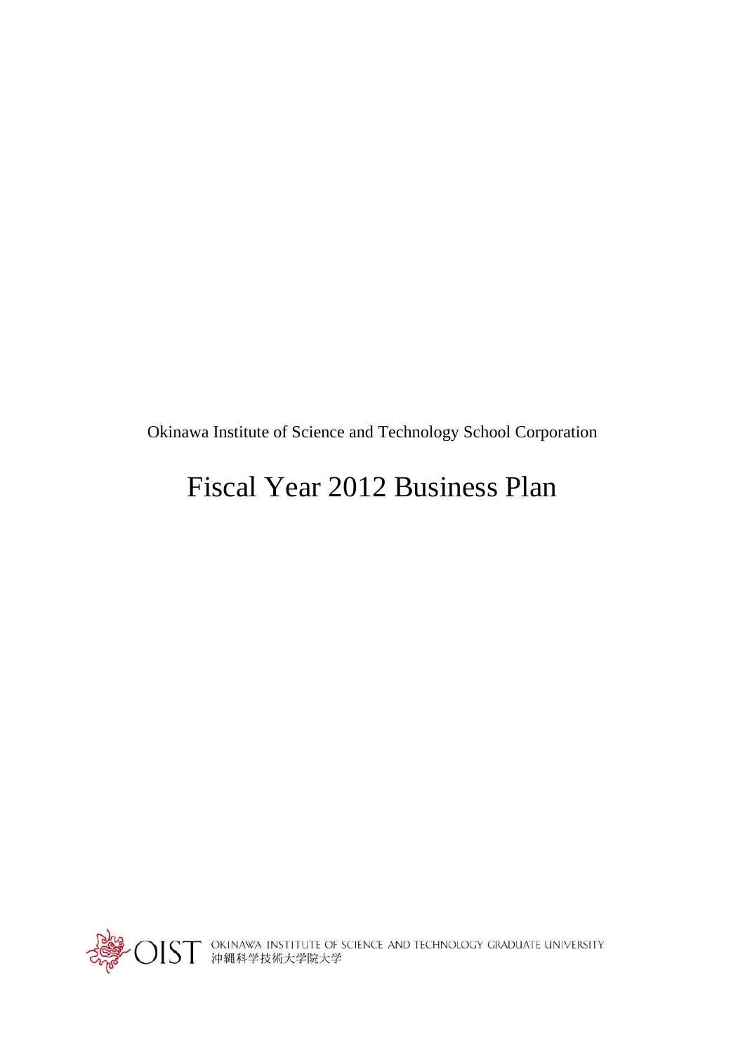Okinawa Institute of Science and Technology School Corporation

# Fiscal Year 2012 Business Plan

OIST OKINAWA INSTITUTE OF SCIENCE AND TECHNOLOGY GRADUATE UNIVERSITY
沖縄科学技術大学院大学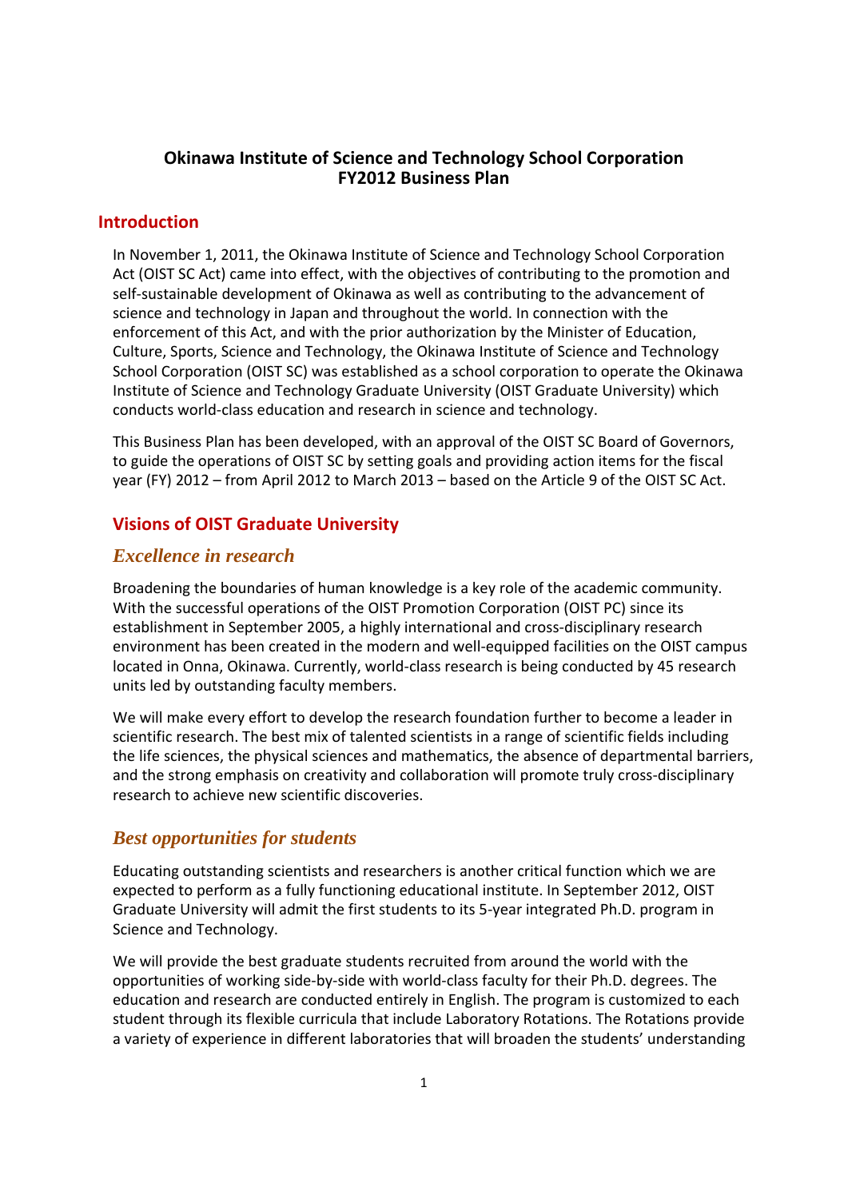# Okinawa Institute of Science and Technology School Corporation FY2012 Business Plan

## Introduction

In November 1, 2011, the Okinawa Institute of Science and Technology School Corporation Act (OIST SC Act) came into effect, with the objectives of contributing to the promotion and self-sustainable development of Okinawa as well as contributing to the advancement of science and technology in Japan and throughout the world. In connection with the enforcement of this Act, and with the prior authorization by the Minister of Education, Culture, Sports, Science and Technology, the Okinawa Institute of Science and Technology School Corporation (OIST SC) was established as a school corporation to operate the Okinawa Institute of Science and Technology Graduate University (OIST Graduate University) which conducts world-class education and research in science and technology.

This Business Plan has been developed, with an approval of the OIST SC Board of Governors, to guide the operations of OIST SC by setting goals and providing action items for the fiscal year (FY) 2012 – from April 2012 to March 2013 – based on the Article 9 of the OIST SC Act.

## Visions of OIST Graduate University

### *Excellence in research*

Broadening the boundaries of human knowledge is a key role of the academic community. With the successful operations of the OIST Promotion Corporation (OIST PC) since its establishment in September 2005, a highly international and cross-disciplinary research environment has been created in the modern and well-equipped facilities on the OIST campus located in Onna, Okinawa. Currently, world-class research is being conducted by 45 research units led by outstanding faculty members.

We will make every effort to develop the research foundation further to become a leader in scientific research. The best mix of talented scientists in a range of scientific fields including the life sciences, the physical sciences and mathematics, the absence of departmental barriers, and the strong emphasis on creativity and collaboration will promote truly cross-disciplinary research to achieve new scientific discoveries.

### *Best opportunities for students*

Educating outstanding scientists and researchers is another critical function which we are expected to perform as a fully functioning educational institute. In September 2012, OIST Graduate University will admit the first students to its 5-year integrated Ph.D. program in Science and Technology.

We will provide the best graduate students recruited from around the world with the opportunities of working side-by-side with world-class faculty for their Ph.D. degrees. The education and research are conducted entirely in English. The program is customized to each student through its flexible curricula that include Laboratory Rotations. The Rotations provide a variety of experience in different laboratories that will broaden the students' understanding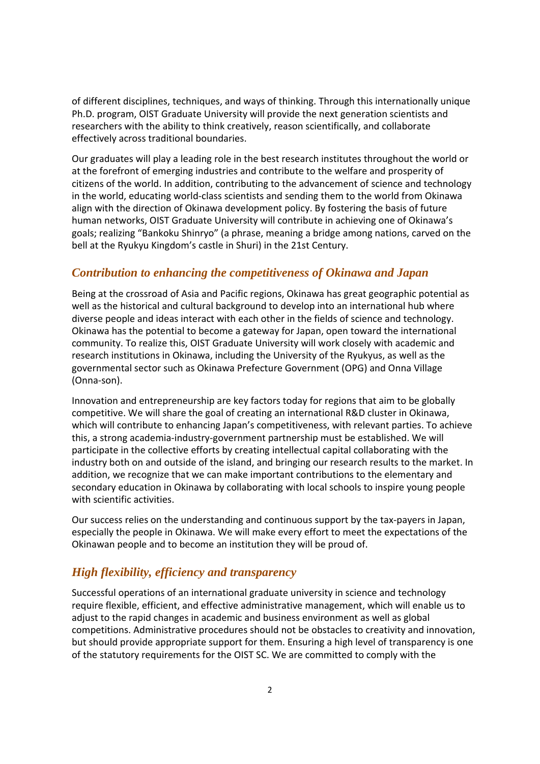of different disciplines, techniques, and ways of thinking. Through this internationally unique Ph.D. program, OIST Graduate University will provide the next generation scientists and researchers with the ability to think creatively, reason scientifically, and collaborate effectively across traditional boundaries.

Our graduates will play a leading role in the best research institutes throughout the world or at the forefront of emerging industries and contribute to the welfare and prosperity of citizens of the world. In addition, contributing to the advancement of science and technology in the world, educating world-class scientists and sending them to the world from Okinawa align with the direction of Okinawa development policy. By fostering the basis of future human networks, OIST Graduate University will contribute in achieving one of Okinawa's goals; realizing "Bankoku Shinryo" (a phrase, meaning a bridge among nations, carved on the bell at the Ryukyu Kingdom's castle in Shuri) in the 21st Century.

## *Contribution to enhancing the competitiveness of Okinawa and Japan*

Being at the crossroad of Asia and Pacific regions, Okinawa has great geographic potential as well as the historical and cultural background to develop into an international hub where diverse people and ideas interact with each other in the fields of science and technology. Okinawa has the potential to become a gateway for Japan, open toward the international community. To realize this, OIST Graduate University will work closely with academic and research institutions in Okinawa, including the University of the Ryukyus, as well as the governmental sector such as Okinawa Prefecture Government (OPG) and Onna Village (Onna-son).

Innovation and entrepreneurship are key factors today for regions that aim to be globally competitive. We will share the goal of creating an international R&D cluster in Okinawa, which will contribute to enhancing Japan's competitiveness, with relevant parties. To achieve this, a strong academia-industry-government partnership must be established. We will participate in the collective efforts by creating intellectual capital collaborating with the industry both on and outside of the island, and bringing our research results to the market. In addition, we recognize that we can make important contributions to the elementary and secondary education in Okinawa by collaborating with local schools to inspire young people with scientific activities.

Our success relies on the understanding and continuous support by the tax-payers in Japan, especially the people in Okinawa. We will make every effort to meet the expectations of the Okinawan people and to become an institution they will be proud of.

## *High flexibility, efficiency and transparency*

Successful operations of an international graduate university in science and technology require flexible, efficient, and effective administrative management, which will enable us to adjust to the rapid changes in academic and business environment as well as global competitions. Administrative procedures should not be obstacles to creativity and innovation, but should provide appropriate support for them. Ensuring a high level of transparency is one of the statutory requirements for the OIST SC. We are committed to comply with the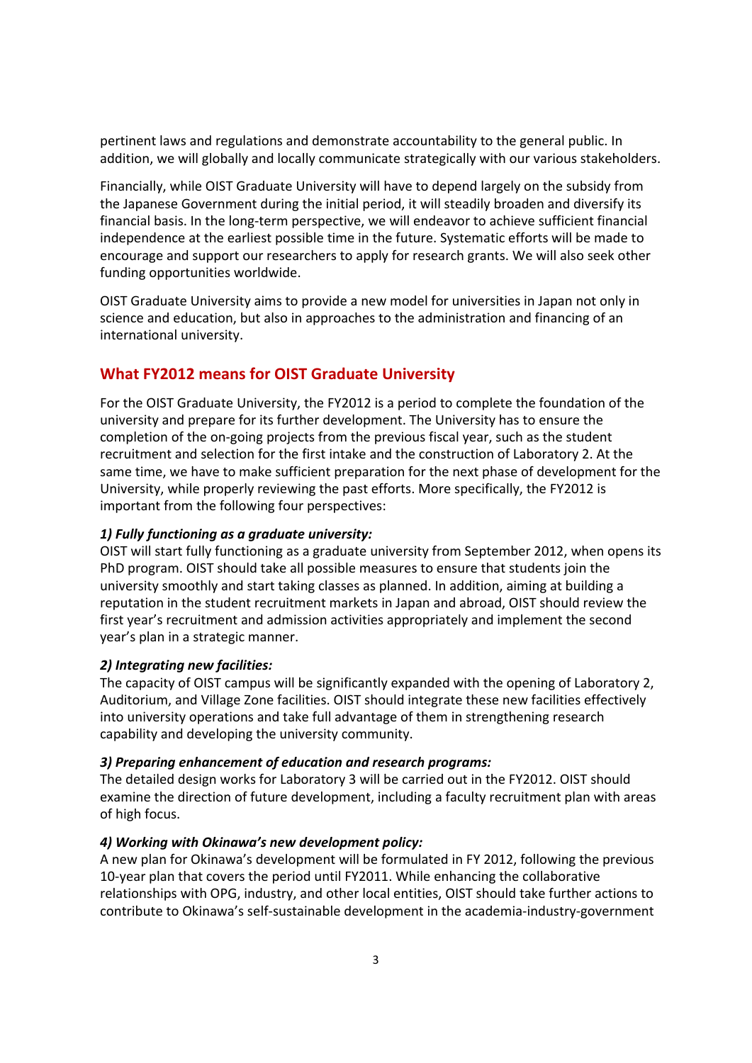pertinent laws and regulations and demonstrate accountability to the general public. In addition, we will globally and locally communicate strategically with our various stakeholders.

Financially, while OIST Graduate University will have to depend largely on the subsidy from the Japanese Government during the initial period, it will steadily broaden and diversify its financial basis. In the long-term perspective, we will endeavor to achieve sufficient financial independence at the earliest possible time in the future. Systematic efforts will be made to encourage and support our researchers to apply for research grants. We will also seek other funding opportunities worldwide.

OIST Graduate University aims to provide a new model for universities in Japan not only in science and education, but also in approaches to the administration and financing of an international university.

## What FY2012 means for OIST Graduate University

For the OIST Graduate University, the FY2012 is a period to complete the foundation of the university and prepare for its further development. The University has to ensure the completion of the on-going projects from the previous fiscal year, such as the student recruitment and selection for the first intake and the construction of Laboratory 2. At the same time, we have to make sufficient preparation for the next phase of development for the University, while properly reviewing the past efforts. More specifically, the FY2012 is important from the following four perspectives:

***1) Fully functioning as a graduate university:***
OIST will start fully functioning as a graduate university from September 2012, when opens its PhD program. OIST should take all possible measures to ensure that students join the university smoothly and start taking classes as planned. In addition, aiming at building a reputation in the student recruitment markets in Japan and abroad, OIST should review the first year's recruitment and admission activities appropriately and implement the second year's plan in a strategic manner.

***2) Integrating new facilities:***
The capacity of OIST campus will be significantly expanded with the opening of Laboratory 2, Auditorium, and Village Zone facilities. OIST should integrate these new facilities effectively into university operations and take full advantage of them in strengthening research capability and developing the university community.

***3) Preparing enhancement of education and research programs:***
The detailed design works for Laboratory 3 will be carried out in the FY2012. OIST should examine the direction of future development, including a faculty recruitment plan with areas of high focus.

***4) Working with Okinawa's new development policy:***
A new plan for Okinawa's development will be formulated in FY 2012, following the previous 10-year plan that covers the period until FY2011. While enhancing the collaborative relationships with OPG, industry, and other local entities, OIST should take further actions to contribute to Okinawa's self-sustainable development in the academia-industry-government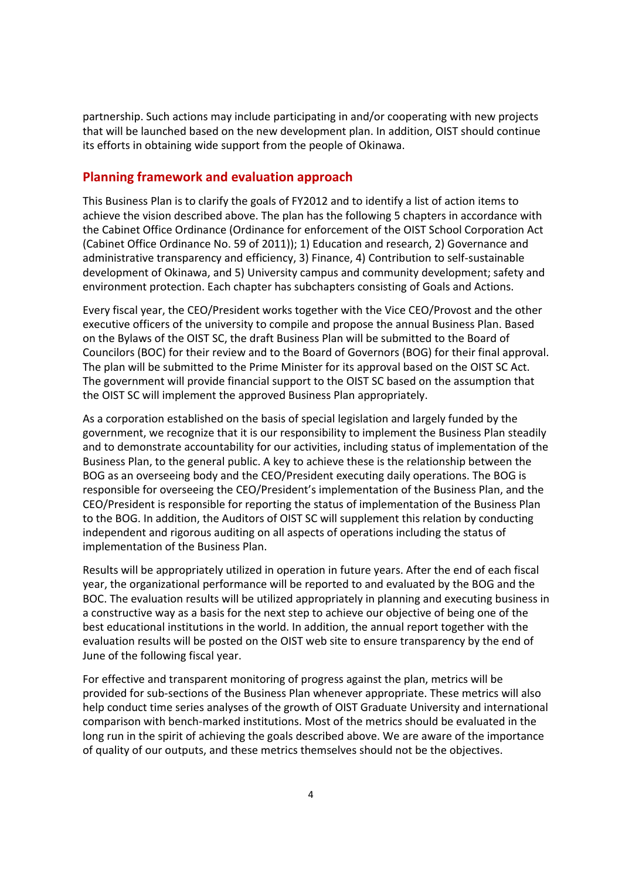partnership. Such actions may include participating in and/or cooperating with new projects that will be launched based on the new development plan. In addition, OIST should continue its efforts in obtaining wide support from the people of Okinawa.

## Planning framework and evaluation approach

This Business Plan is to clarify the goals of FY2012 and to identify a list of action items to achieve the vision described above. The plan has the following 5 chapters in accordance with the Cabinet Office Ordinance (Ordinance for enforcement of the OIST School Corporation Act (Cabinet Office Ordinance No. 59 of 2011)); 1) Education and research, 2) Governance and administrative transparency and efficiency, 3) Finance, 4) Contribution to self-sustainable development of Okinawa, and 5) University campus and community development; safety and environment protection. Each chapter has subchapters consisting of Goals and Actions.

Every fiscal year, the CEO/President works together with the Vice CEO/Provost and the other executive officers of the university to compile and propose the annual Business Plan. Based on the Bylaws of the OIST SC, the draft Business Plan will be submitted to the Board of Councilors (BOC) for their review and to the Board of Governors (BOG) for their final approval. The plan will be submitted to the Prime Minister for its approval based on the OIST SC Act. The government will provide financial support to the OIST SC based on the assumption that the OIST SC will implement the approved Business Plan appropriately.

As a corporation established on the basis of special legislation and largely funded by the government, we recognize that it is our responsibility to implement the Business Plan steadily and to demonstrate accountability for our activities, including status of implementation of the Business Plan, to the general public. A key to achieve these is the relationship between the BOG as an overseeing body and the CEO/President executing daily operations. The BOG is responsible for overseeing the CEO/President's implementation of the Business Plan, and the CEO/President is responsible for reporting the status of implementation of the Business Plan to the BOG. In addition, the Auditors of OIST SC will supplement this relation by conducting independent and rigorous auditing on all aspects of operations including the status of implementation of the Business Plan.

Results will be appropriately utilized in operation in future years. After the end of each fiscal year, the organizational performance will be reported to and evaluated by the BOG and the BOC. The evaluation results will be utilized appropriately in planning and executing business in a constructive way as a basis for the next step to achieve our objective of being one of the best educational institutions in the world. In addition, the annual report together with the evaluation results will be posted on the OIST web site to ensure transparency by the end of June of the following fiscal year.

For effective and transparent monitoring of progress against the plan, metrics will be provided for sub-sections of the Business Plan whenever appropriate. These metrics will also help conduct time series analyses of the growth of OIST Graduate University and international comparison with bench-marked institutions. Most of the metrics should be evaluated in the long run in the spirit of achieving the goals described above. We are aware of the importance of quality of our outputs, and these metrics themselves should not be the objectives.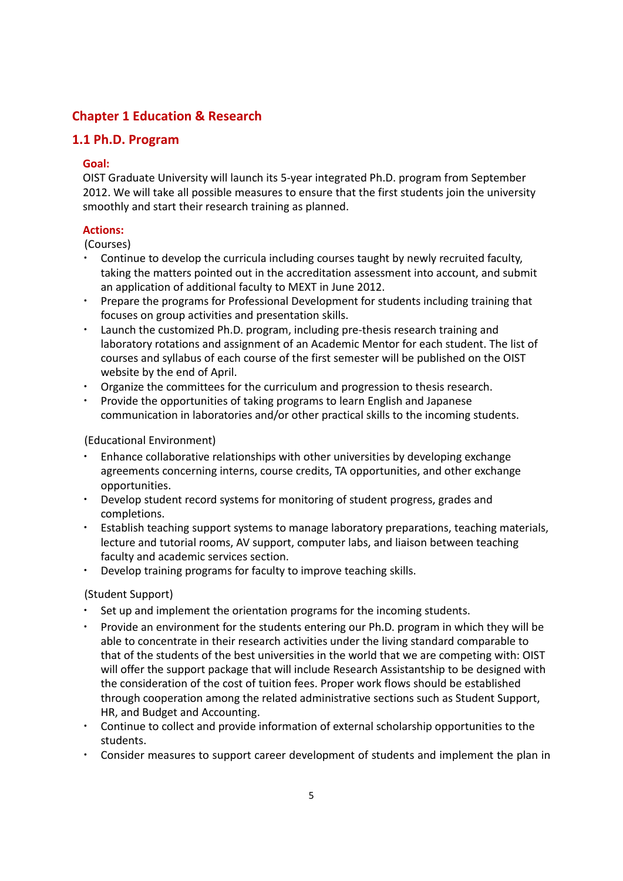# Chapter 1 Education & Research

## 1.1 Ph.D. Program

**Goal:**

OIST Graduate University will launch its 5-year integrated Ph.D. program from September 2012. We will take all possible measures to ensure that the first students join the university smoothly and start their research training as planned.

**Actions:**

(Courses)

- Continue to develop the curricula including courses taught by newly recruited faculty, taking the matters pointed out in the accreditation assessment into account, and submit an application of additional faculty to MEXT in June 2012.
- Prepare the programs for Professional Development for students including training that focuses on group activities and presentation skills.
- Launch the customized Ph.D. program, including pre-thesis research training and laboratory rotations and assignment of an Academic Mentor for each student. The list of courses and syllabus of each course of the first semester will be published on the OIST website by the end of April.
- Organize the committees for the curriculum and progression to thesis research.
- Provide the opportunities of taking programs to learn English and Japanese communication in laboratories and/or other practical skills to the incoming students.

(Educational Environment)

- Enhance collaborative relationships with other universities by developing exchange agreements concerning interns, course credits, TA opportunities, and other exchange opportunities.
- Develop student record systems for monitoring of student progress, grades and completions.
- Establish teaching support systems to manage laboratory preparations, teaching materials, lecture and tutorial rooms, AV support, computer labs, and liaison between teaching faculty and academic services section.
- Develop training programs for faculty to improve teaching skills.

(Student Support)

- Set up and implement the orientation programs for the incoming students.
- Provide an environment for the students entering our Ph.D. program in which they will be able to concentrate in their research activities under the living standard comparable to that of the students of the best universities in the world that we are competing with: OIST will offer the support package that will include Research Assistantship to be designed with the consideration of the cost of tuition fees. Proper work flows should be established through cooperation among the related administrative sections such as Student Support, HR, and Budget and Accounting.
- Continue to collect and provide information of external scholarship opportunities to the students.
- Consider measures to support career development of students and implement the plan in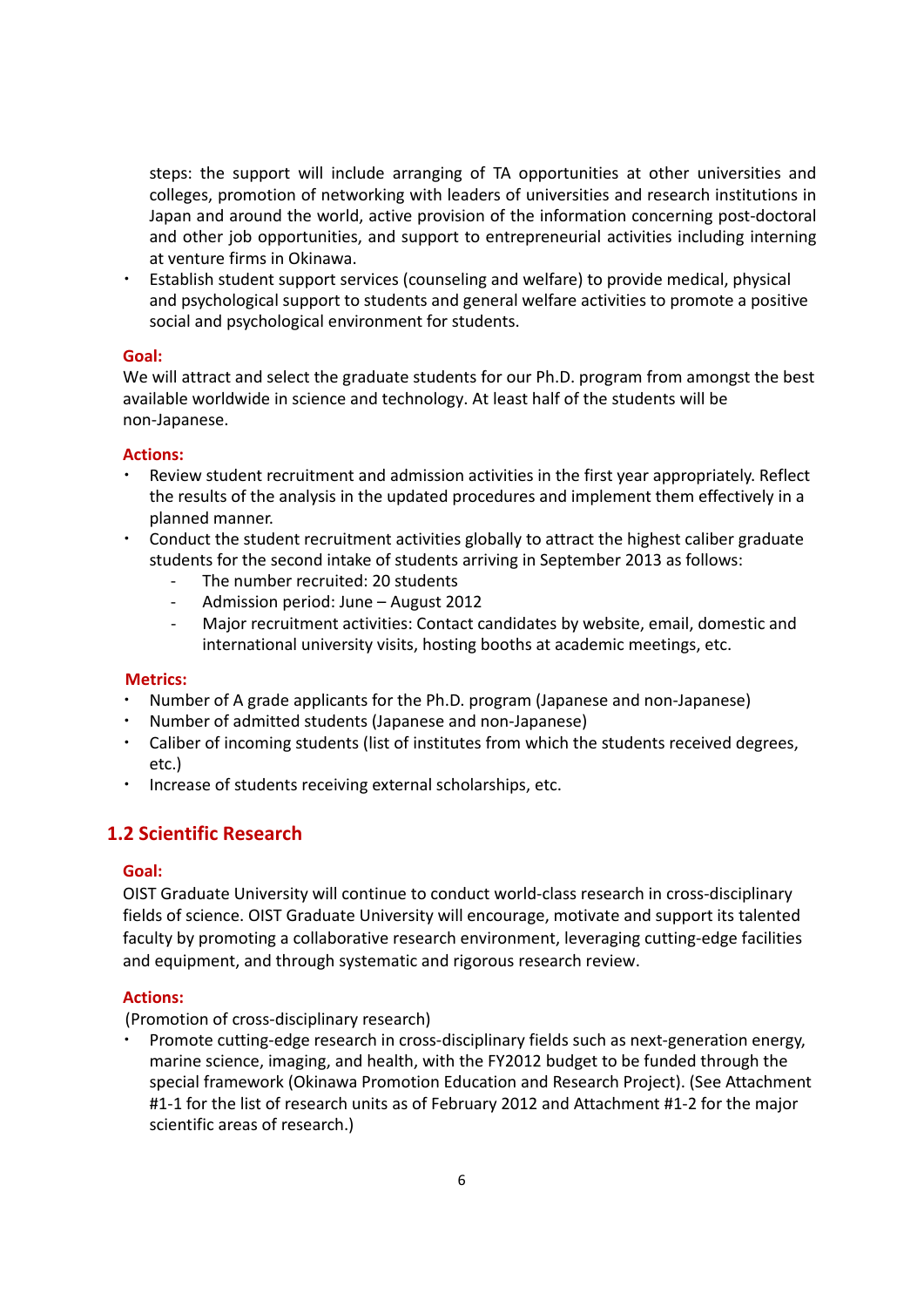steps: the support will include arranging of TA opportunities at other universities and colleges, promotion of networking with leaders of universities and research institutions in Japan and around the world, active provision of the information concerning post-doctoral and other job opportunities, and support to entrepreneurial activities including interning at venture firms in Okinawa.

- Establish student support services (counseling and welfare) to provide medical, physical and psychological support to students and general welfare activities to promote a positive social and psychological environment for students.

**Goal:**

We will attract and select the graduate students for our Ph.D. program from amongst the best available worldwide in science and technology. At least half of the students will be non-Japanese.

**Actions:**

- Review student recruitment and admission activities in the first year appropriately. Reflect the results of the analysis in the updated procedures and implement them effectively in a planned manner.
- Conduct the student recruitment activities globally to attract the highest caliber graduate students for the second intake of students arriving in September 2013 as follows:
  - The number recruited: 20 students
  - Admission period: June – August 2012
  - Major recruitment activities: Contact candidates by website, email, domestic and international university visits, hosting booths at academic meetings, etc.

**Metrics:**

- Number of A grade applicants for the Ph.D. program (Japanese and non-Japanese)
- Number of admitted students (Japanese and non-Japanese)
- Caliber of incoming students (list of institutes from which the students received degrees, etc.)
- Increase of students receiving external scholarships, etc.

## 1.2 Scientific Research

**Goal:**

OIST Graduate University will continue to conduct world-class research in cross-disciplinary fields of science. OIST Graduate University will encourage, motivate and support its talented faculty by promoting a collaborative research environment, leveraging cutting-edge facilities and equipment, and through systematic and rigorous research review.

**Actions:**

(Promotion of cross-disciplinary research)

- Promote cutting-edge research in cross-disciplinary fields such as next-generation energy, marine science, imaging, and health, with the FY2012 budget to be funded through the special framework (Okinawa Promotion Education and Research Project). (See Attachment #1-1 for the list of research units as of February 2012 and Attachment #1-2 for the major scientific areas of research.)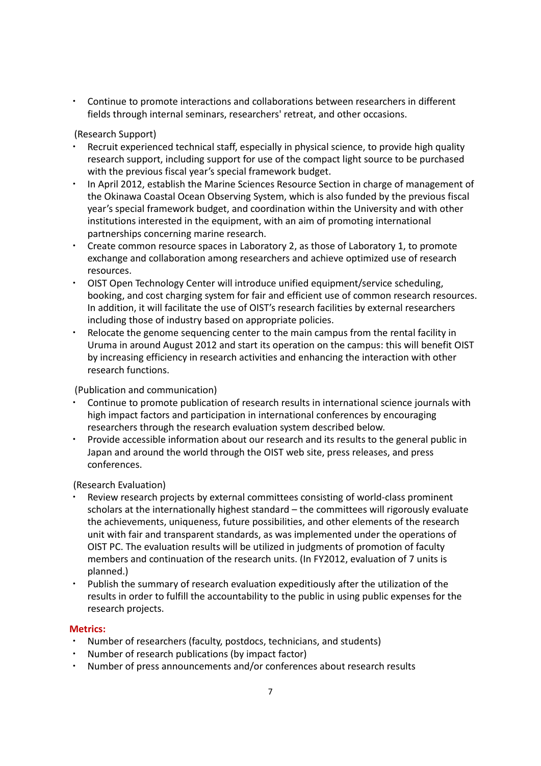- Continue to promote interactions and collaborations between researchers in different fields through internal seminars, researchers' retreat, and other occasions.

(Research Support)

- Recruit experienced technical staff, especially in physical science, to provide high quality research support, including support for use of the compact light source to be purchased with the previous fiscal year's special framework budget.
- In April 2012, establish the Marine Sciences Resource Section in charge of management of the Okinawa Coastal Ocean Observing System, which is also funded by the previous fiscal year's special framework budget, and coordination within the University and with other institutions interested in the equipment, with an aim of promoting international partnerships concerning marine research.
- Create common resource spaces in Laboratory 2, as those of Laboratory 1, to promote exchange and collaboration among researchers and achieve optimized use of research resources.
- OIST Open Technology Center will introduce unified equipment/service scheduling, booking, and cost charging system for fair and efficient use of common research resources. In addition, it will facilitate the use of OIST's research facilities by external researchers including those of industry based on appropriate policies.
- Relocate the genome sequencing center to the main campus from the rental facility in Uruma in around August 2012 and start its operation on the campus: this will benefit OIST by increasing efficiency in research activities and enhancing the interaction with other research functions.

(Publication and communication)

- Continue to promote publication of research results in international science journals with high impact factors and participation in international conferences by encouraging researchers through the research evaluation system described below.
- Provide accessible information about our research and its results to the general public in Japan and around the world through the OIST web site, press releases, and press conferences.

(Research Evaluation)

- Review research projects by external committees consisting of world-class prominent scholars at the internationally highest standard – the committees will rigorously evaluate the achievements, uniqueness, future possibilities, and other elements of the research unit with fair and transparent standards, as was implemented under the operations of OIST PC. The evaluation results will be utilized in judgments of promotion of faculty members and continuation of the research units. (In FY2012, evaluation of 7 units is planned.)
- Publish the summary of research evaluation expeditiously after the utilization of the results in order to fulfill the accountability to the public in using public expenses for the research projects.

**Metrics:**

- Number of researchers (faculty, postdocs, technicians, and students)
- Number of research publications (by impact factor)
- Number of press announcements and/or conferences about research results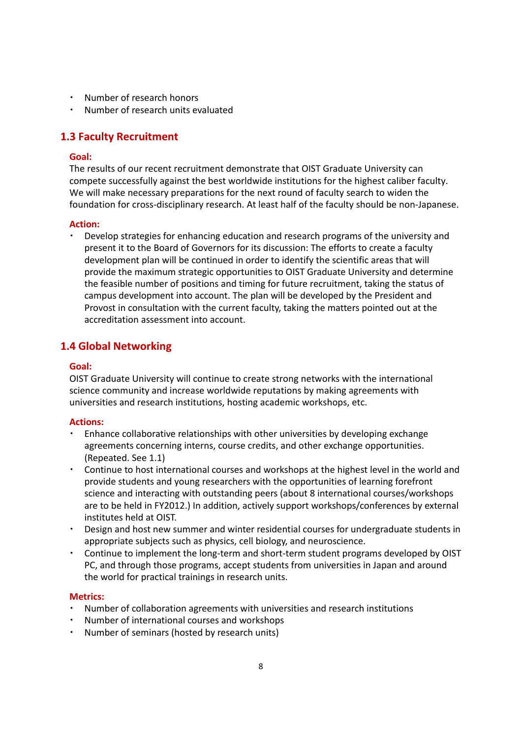- Number of research honors
- Number of research units evaluated

## 1.3 Faculty Recruitment

**Goal:**

The results of our recent recruitment demonstrate that OIST Graduate University can compete successfully against the best worldwide institutions for the highest caliber faculty. We will make necessary preparations for the next round of faculty search to widen the foundation for cross-disciplinary research. At least half of the faculty should be non-Japanese.

**Action:**

- Develop strategies for enhancing education and research programs of the university and present it to the Board of Governors for its discussion: The efforts to create a faculty development plan will be continued in order to identify the scientific areas that will provide the maximum strategic opportunities to OIST Graduate University and determine the feasible number of positions and timing for future recruitment, taking the status of campus development into account. The plan will be developed by the President and Provost in consultation with the current faculty, taking the matters pointed out at the accreditation assessment into account.

## 1.4 Global Networking

**Goal:**

OIST Graduate University will continue to create strong networks with the international science community and increase worldwide reputations by making agreements with universities and research institutions, hosting academic workshops, etc.

**Actions:**

- Enhance collaborative relationships with other universities by developing exchange agreements concerning interns, course credits, and other exchange opportunities. (Repeated. See 1.1)
- Continue to host international courses and workshops at the highest level in the world and provide students and young researchers with the opportunities of learning forefront science and interacting with outstanding peers (about 8 international courses/workshops are to be held in FY2012.) In addition, actively support workshops/conferences by external institutes held at OIST.
- Design and host new summer and winter residential courses for undergraduate students in appropriate subjects such as physics, cell biology, and neuroscience.
- Continue to implement the long-term and short-term student programs developed by OIST PC, and through those programs, accept students from universities in Japan and around the world for practical trainings in research units.

**Metrics:**

- Number of collaboration agreements with universities and research institutions
- Number of international courses and workshops
- Number of seminars (hosted by research units)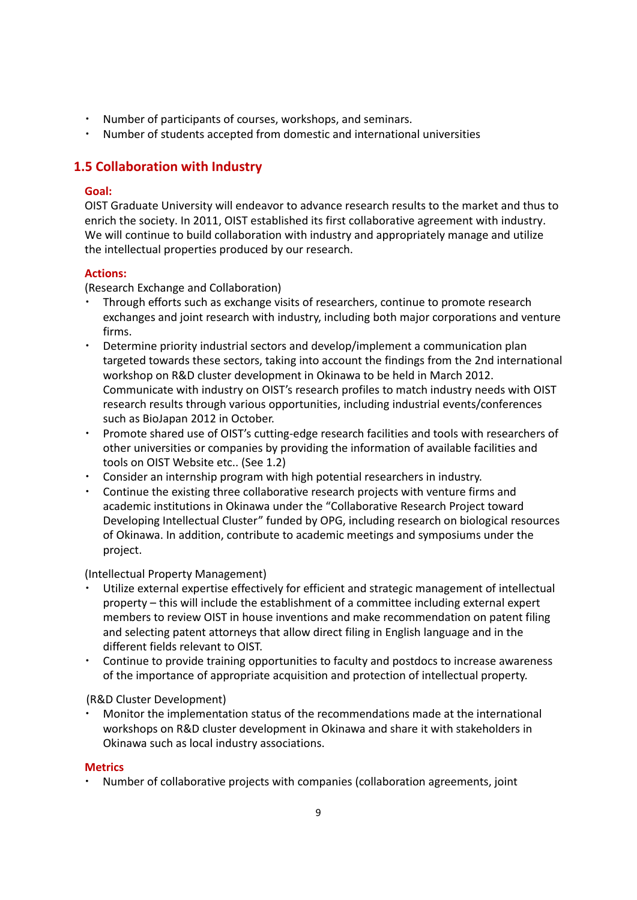- Number of participants of courses, workshops, and seminars.
- Number of students accepted from domestic and international universities

## 1.5 Collaboration with Industry

**Goal:**

OIST Graduate University will endeavor to advance research results to the market and thus to enrich the society. In 2011, OIST established its first collaborative agreement with industry. We will continue to build collaboration with industry and appropriately manage and utilize the intellectual properties produced by our research.

**Actions:**

(Research Exchange and Collaboration)

- Through efforts such as exchange visits of researchers, continue to promote research exchanges and joint research with industry, including both major corporations and venture firms.
- Determine priority industrial sectors and develop/implement a communication plan targeted towards these sectors, taking into account the findings from the 2nd international workshop on R&D cluster development in Okinawa to be held in March 2012. Communicate with industry on OIST's research profiles to match industry needs with OIST research results through various opportunities, including industrial events/conferences such as BioJapan 2012 in October.
- Promote shared use of OIST's cutting-edge research facilities and tools with researchers of other universities or companies by providing the information of available facilities and tools on OIST Website etc.. (See 1.2)
- Consider an internship program with high potential researchers in industry.
- Continue the existing three collaborative research projects with venture firms and academic institutions in Okinawa under the "Collaborative Research Project toward Developing Intellectual Cluster" funded by OPG, including research on biological resources of Okinawa. In addition, contribute to academic meetings and symposiums under the project.

(Intellectual Property Management)

- Utilize external expertise effectively for efficient and strategic management of intellectual property – this will include the establishment of a committee including external expert members to review OIST in house inventions and make recommendation on patent filing and selecting patent attorneys that allow direct filing in English language and in the different fields relevant to OIST.
- Continue to provide training opportunities to faculty and postdocs to increase awareness of the importance of appropriate acquisition and protection of intellectual property.

(R&D Cluster Development)

- Monitor the implementation status of the recommendations made at the international workshops on R&D cluster development in Okinawa and share it with stakeholders in Okinawa such as local industry associations.

**Metrics**

- Number of collaborative projects with companies (collaboration agreements, joint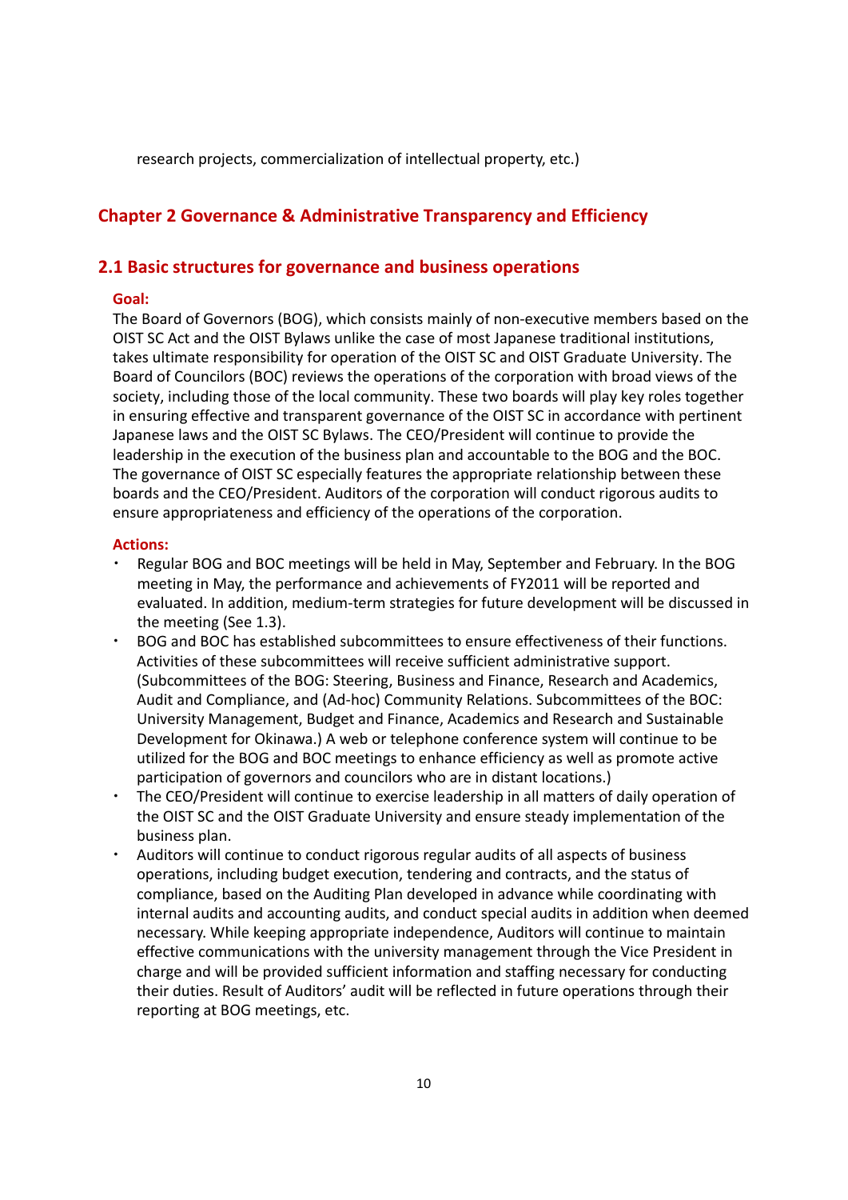research projects, commercialization of intellectual property, etc.)

# Chapter 2 Governance & Administrative Transparency and Efficiency

## 2.1 Basic structures for governance and business operations

**Goal:**

The Board of Governors (BOG), which consists mainly of non-executive members based on the OIST SC Act and the OIST Bylaws unlike the case of most Japanese traditional institutions, takes ultimate responsibility for operation of the OIST SC and OIST Graduate University. The Board of Councilors (BOC) reviews the operations of the corporation with broad views of the society, including those of the local community. These two boards will play key roles together in ensuring effective and transparent governance of the OIST SC in accordance with pertinent Japanese laws and the OIST SC Bylaws. The CEO/President will continue to provide the leadership in the execution of the business plan and accountable to the BOG and the BOC. The governance of OIST SC especially features the appropriate relationship between these boards and the CEO/President. Auditors of the corporation will conduct rigorous audits to ensure appropriateness and efficiency of the operations of the corporation.

**Actions:**

- Regular BOG and BOC meetings will be held in May, September and February. In the BOG meeting in May, the performance and achievements of FY2011 will be reported and evaluated. In addition, medium-term strategies for future development will be discussed in the meeting (See 1.3).
- BOG and BOC has established subcommittees to ensure effectiveness of their functions. Activities of these subcommittees will receive sufficient administrative support. (Subcommittees of the BOG: Steering, Business and Finance, Research and Academics, Audit and Compliance, and (Ad-hoc) Community Relations. Subcommittees of the BOC: University Management, Budget and Finance, Academics and Research and Sustainable Development for Okinawa.) A web or telephone conference system will continue to be utilized for the BOG and BOC meetings to enhance efficiency as well as promote active participation of governors and councilors who are in distant locations.)
- The CEO/President will continue to exercise leadership in all matters of daily operation of the OIST SC and the OIST Graduate University and ensure steady implementation of the business plan.
- Auditors will continue to conduct rigorous regular audits of all aspects of business operations, including budget execution, tendering and contracts, and the status of compliance, based on the Auditing Plan developed in advance while coordinating with internal audits and accounting audits, and conduct special audits in addition when deemed necessary. While keeping appropriate independence, Auditors will continue to maintain effective communications with the university management through the Vice President in charge and will be provided sufficient information and staffing necessary for conducting their duties. Result of Auditors' audit will be reflected in future operations through their reporting at BOG meetings, etc.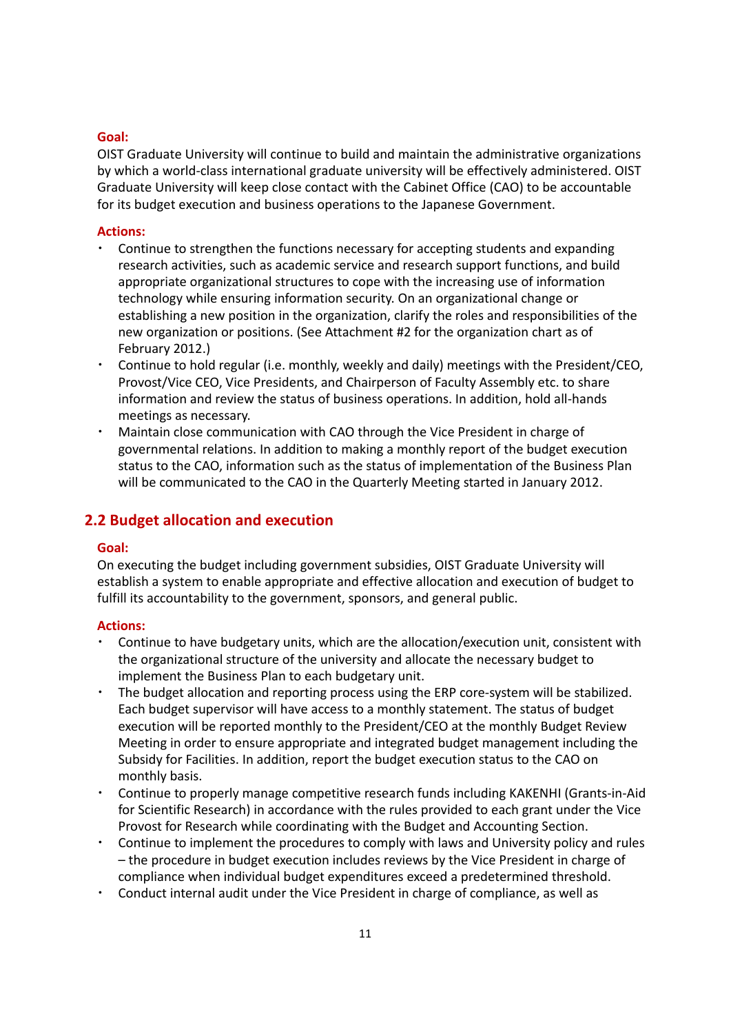**Goal:**

OIST Graduate University will continue to build and maintain the administrative organizations by which a world-class international graduate university will be effectively administered. OIST Graduate University will keep close contact with the Cabinet Office (CAO) to be accountable for its budget execution and business operations to the Japanese Government.

**Actions:**

- Continue to strengthen the functions necessary for accepting students and expanding research activities, such as academic service and research support functions, and build appropriate organizational structures to cope with the increasing use of information technology while ensuring information security. On an organizational change or establishing a new position in the organization, clarify the roles and responsibilities of the new organization or positions. (See Attachment #2 for the organization chart as of February 2012.)
- Continue to hold regular (i.e. monthly, weekly and daily) meetings with the President/CEO, Provost/Vice CEO, Vice Presidents, and Chairperson of Faculty Assembly etc. to share information and review the status of business operations. In addition, hold all-hands meetings as necessary.
- Maintain close communication with CAO through the Vice President in charge of governmental relations. In addition to making a monthly report of the budget execution status to the CAO, information such as the status of implementation of the Business Plan will be communicated to the CAO in the Quarterly Meeting started in January 2012.

## 2.2 Budget allocation and execution

**Goal:**

On executing the budget including government subsidies, OIST Graduate University will establish a system to enable appropriate and effective allocation and execution of budget to fulfill its accountability to the government, sponsors, and general public.

**Actions:**

- Continue to have budgetary units, which are the allocation/execution unit, consistent with the organizational structure of the university and allocate the necessary budget to implement the Business Plan to each budgetary unit.
- The budget allocation and reporting process using the ERP core-system will be stabilized. Each budget supervisor will have access to a monthly statement. The status of budget execution will be reported monthly to the President/CEO at the monthly Budget Review Meeting in order to ensure appropriate and integrated budget management including the Subsidy for Facilities. In addition, report the budget execution status to the CAO on monthly basis.
- Continue to properly manage competitive research funds including KAKENHI (Grants-in-Aid for Scientific Research) in accordance with the rules provided to each grant under the Vice Provost for Research while coordinating with the Budget and Accounting Section.
- Continue to implement the procedures to comply with laws and University policy and rules – the procedure in budget execution includes reviews by the Vice President in charge of compliance when individual budget expenditures exceed a predetermined threshold.
- Conduct internal audit under the Vice President in charge of compliance, as well as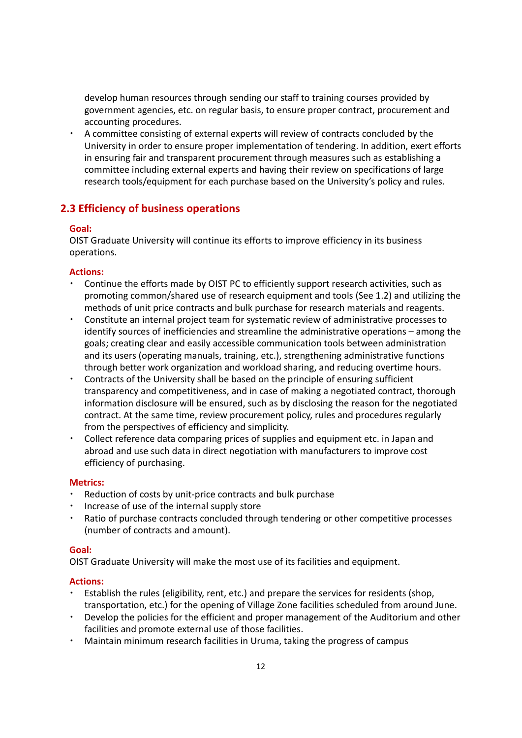develop human resources through sending our staff to training courses provided by government agencies, etc. on regular basis, to ensure proper contract, procurement and accounting procedures.

- A committee consisting of external experts will review of contracts concluded by the University in order to ensure proper implementation of tendering. In addition, exert efforts in ensuring fair and transparent procurement through measures such as establishing a committee including external experts and having their review on specifications of large research tools/equipment for each purchase based on the University's policy and rules.

## 2.3 Efficiency of business operations

**Goal:**

OIST Graduate University will continue its efforts to improve efficiency in its business operations.

**Actions:**

- Continue the efforts made by OIST PC to efficiently support research activities, such as promoting common/shared use of research equipment and tools (See 1.2) and utilizing the methods of unit price contracts and bulk purchase for research materials and reagents.
- Constitute an internal project team for systematic review of administrative processes to identify sources of inefficiencies and streamline the administrative operations – among the goals; creating clear and easily accessible communication tools between administration and its users (operating manuals, training, etc.), strengthening administrative functions through better work organization and workload sharing, and reducing overtime hours.
- Contracts of the University shall be based on the principle of ensuring sufficient transparency and competitiveness, and in case of making a negotiated contract, thorough information disclosure will be ensured, such as by disclosing the reason for the negotiated contract. At the same time, review procurement policy, rules and procedures regularly from the perspectives of efficiency and simplicity.
- Collect reference data comparing prices of supplies and equipment etc. in Japan and abroad and use such data in direct negotiation with manufacturers to improve cost efficiency of purchasing.

**Metrics:**

- Reduction of costs by unit-price contracts and bulk purchase
- Increase of use of the internal supply store
- Ratio of purchase contracts concluded through tendering or other competitive processes (number of contracts and amount).

**Goal:**

OIST Graduate University will make the most use of its facilities and equipment.

**Actions:**

- Establish the rules (eligibility, rent, etc.) and prepare the services for residents (shop, transportation, etc.) for the opening of Village Zone facilities scheduled from around June.
- Develop the policies for the efficient and proper management of the Auditorium and other facilities and promote external use of those facilities.
- Maintain minimum research facilities in Uruma, taking the progress of campus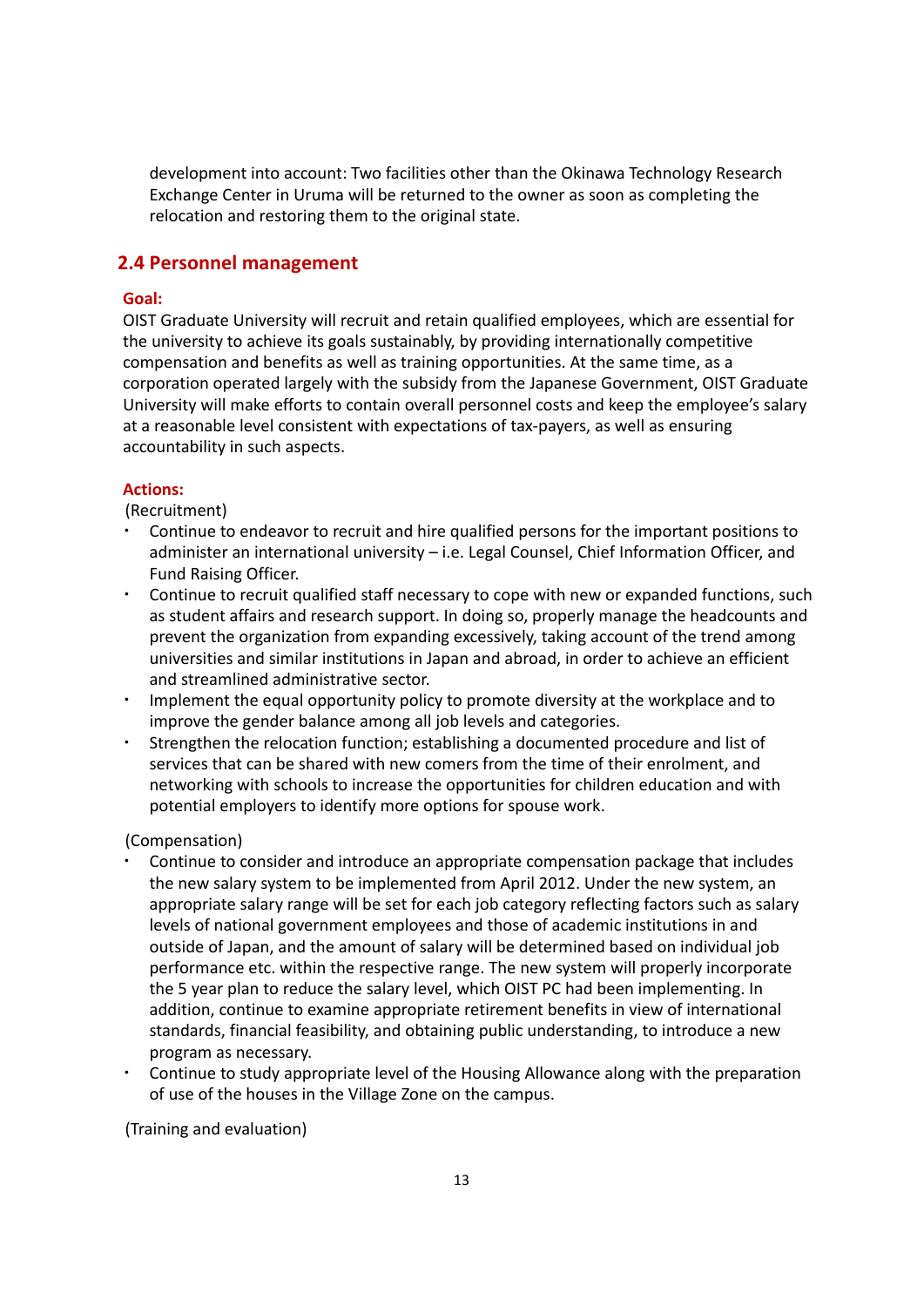development into account: Two facilities other than the Okinawa Technology Research Exchange Center in Uruma will be returned to the owner as soon as completing the relocation and restoring them to the original state.

## 2.4 Personnel management

**Goal:**

OIST Graduate University will recruit and retain qualified employees, which are essential for the university to achieve its goals sustainably, by providing internationally competitive compensation and benefits as well as training opportunities. At the same time, as a corporation operated largely with the subsidy from the Japanese Government, OIST Graduate University will make efforts to contain overall personnel costs and keep the employee's salary at a reasonable level consistent with expectations of tax-payers, as well as ensuring accountability in such aspects.

**Actions:**

(Recruitment)

- Continue to endeavor to recruit and hire qualified persons for the important positions to administer an international university – i.e. Legal Counsel, Chief Information Officer, and Fund Raising Officer.
- Continue to recruit qualified staff necessary to cope with new or expanded functions, such as student affairs and research support. In doing so, properly manage the headcounts and prevent the organization from expanding excessively, taking account of the trend among universities and similar institutions in Japan and abroad, in order to achieve an efficient and streamlined administrative sector.
- Implement the equal opportunity policy to promote diversity at the workplace and to improve the gender balance among all job levels and categories.
- Strengthen the relocation function; establishing a documented procedure and list of services that can be shared with new comers from the time of their enrolment, and networking with schools to increase the opportunities for children education and with potential employers to identify more options for spouse work.

(Compensation)

- Continue to consider and introduce an appropriate compensation package that includes the new salary system to be implemented from April 2012. Under the new system, an appropriate salary range will be set for each job category reflecting factors such as salary levels of national government employees and those of academic institutions in and outside of Japan, and the amount of salary will be determined based on individual job performance etc. within the respective range. The new system will properly incorporate the 5 year plan to reduce the salary level, which OIST PC had been implementing. In addition, continue to examine appropriate retirement benefits in view of international standards, financial feasibility, and obtaining public understanding, to introduce a new program as necessary.
- Continue to study appropriate level of the Housing Allowance along with the preparation of use of the houses in the Village Zone on the campus.

(Training and evaluation)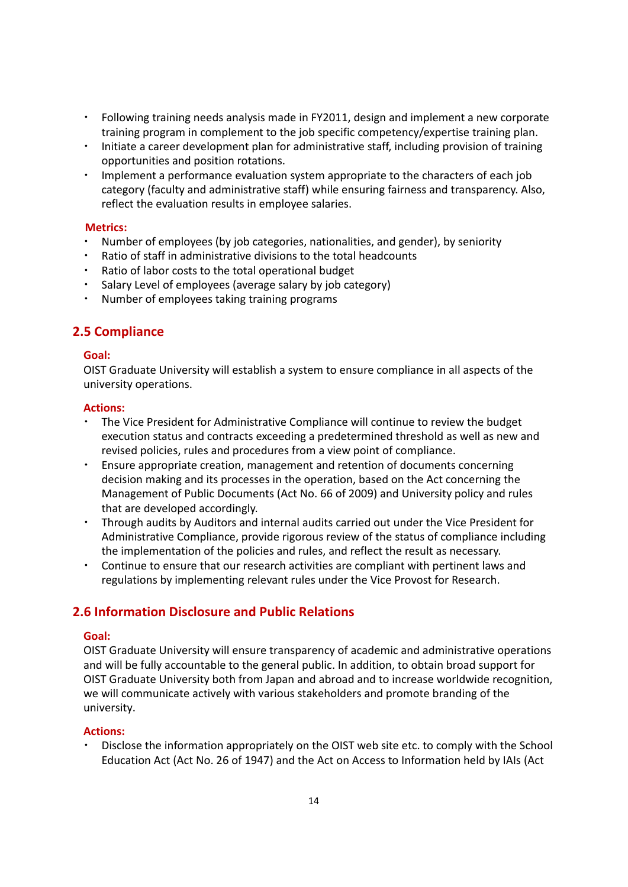- Following training needs analysis made in FY2011, design and implement a new corporate training program in complement to the job specific competency/expertise training plan.
- Initiate a career development plan for administrative staff, including provision of training opportunities and position rotations.
- Implement a performance evaluation system appropriate to the characters of each job category (faculty and administrative staff) while ensuring fairness and transparency. Also, reflect the evaluation results in employee salaries.

**Metrics:**

- Number of employees (by job categories, nationalities, and gender), by seniority
- Ratio of staff in administrative divisions to the total headcounts
- Ratio of labor costs to the total operational budget
- Salary Level of employees (average salary by job category)
- Number of employees taking training programs

## 2.5 Compliance

**Goal:**

OIST Graduate University will establish a system to ensure compliance in all aspects of the university operations.

**Actions:**

- The Vice President for Administrative Compliance will continue to review the budget execution status and contracts exceeding a predetermined threshold as well as new and revised policies, rules and procedures from a view point of compliance.
- Ensure appropriate creation, management and retention of documents concerning decision making and its processes in the operation, based on the Act concerning the Management of Public Documents (Act No. 66 of 2009) and University policy and rules that are developed accordingly.
- Through audits by Auditors and internal audits carried out under the Vice President for Administrative Compliance, provide rigorous review of the status of compliance including the implementation of the policies and rules, and reflect the result as necessary.
- Continue to ensure that our research activities are compliant with pertinent laws and regulations by implementing relevant rules under the Vice Provost for Research.

## 2.6 Information Disclosure and Public Relations

**Goal:**

OIST Graduate University will ensure transparency of academic and administrative operations and will be fully accountable to the general public. In addition, to obtain broad support for OIST Graduate University both from Japan and abroad and to increase worldwide recognition, we will communicate actively with various stakeholders and promote branding of the university.

**Actions:**

- Disclose the information appropriately on the OIST web site etc. to comply with the School Education Act (Act No. 26 of 1947) and the Act on Access to Information held by IAIs (Act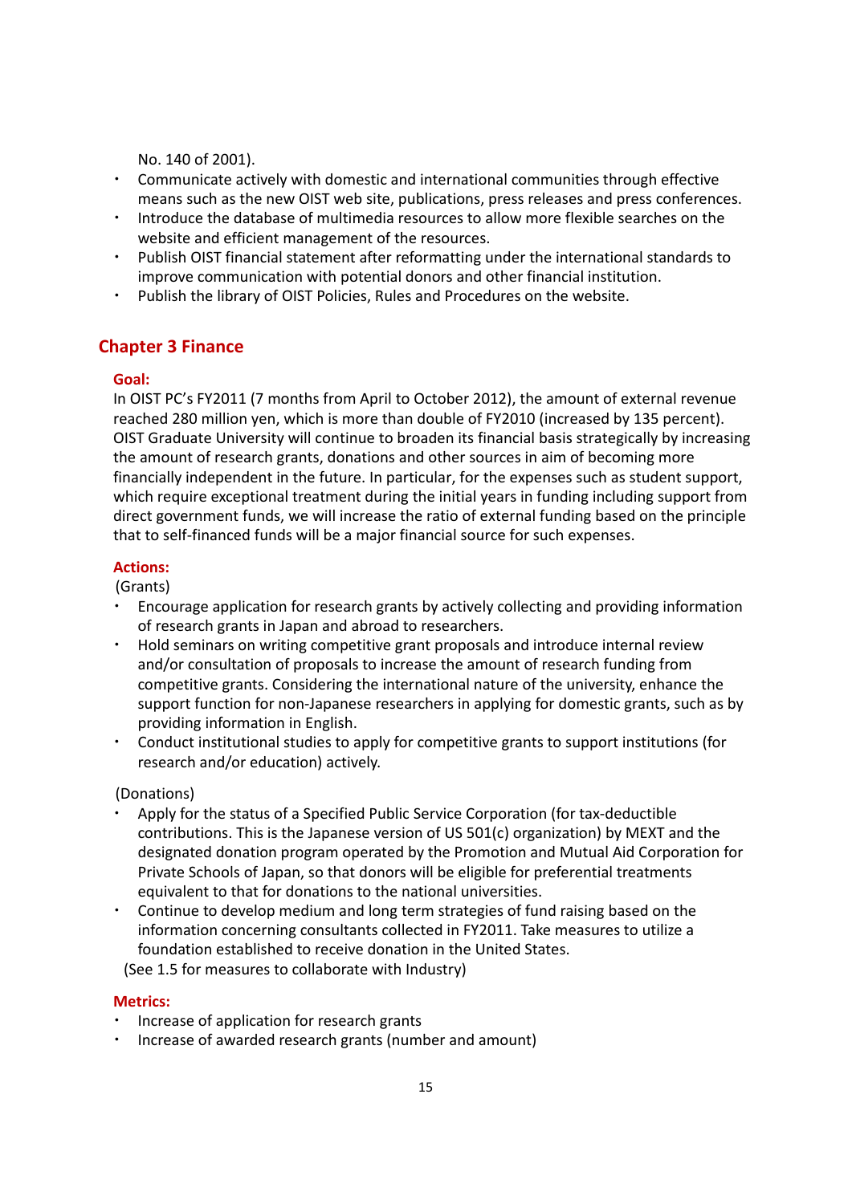No. 140 of 2001).

- Communicate actively with domestic and international communities through effective means such as the new OIST web site, publications, press releases and press conferences.
- Introduce the database of multimedia resources to allow more flexible searches on the website and efficient management of the resources.
- Publish OIST financial statement after reformatting under the international standards to improve communication with potential donors and other financial institution.
- Publish the library of OIST Policies, Rules and Procedures on the website.

## Chapter 3 Finance

### Goal:

In OIST PC's FY2011 (7 months from April to October 2012), the amount of external revenue reached 280 million yen, which is more than double of FY2010 (increased by 135 percent). OIST Graduate University will continue to broaden its financial basis strategically by increasing the amount of research grants, donations and other sources in aim of becoming more financially independent in the future. In particular, for the expenses such as student support, which require exceptional treatment during the initial years in funding including support from direct government funds, we will increase the ratio of external funding based on the principle that to self-financed funds will be a major financial source for such expenses.

### Actions:

(Grants)

- Encourage application for research grants by actively collecting and providing information of research grants in Japan and abroad to researchers.
- Hold seminars on writing competitive grant proposals and introduce internal review and/or consultation of proposals to increase the amount of research funding from competitive grants. Considering the international nature of the university, enhance the support function for non-Japanese researchers in applying for domestic grants, such as by providing information in English.
- Conduct institutional studies to apply for competitive grants to support institutions (for research and/or education) actively.

(Donations)

- Apply for the status of a Specified Public Service Corporation (for tax-deductible contributions. This is the Japanese version of US 501(c) organization) by MEXT and the designated donation program operated by the Promotion and Mutual Aid Corporation for Private Schools of Japan, so that donors will be eligible for preferential treatments equivalent to that for donations to the national universities.
- Continue to develop medium and long term strategies of fund raising based on the information concerning consultants collected in FY2011. Take measures to utilize a foundation established to receive donation in the United States.

(See 1.5 for measures to collaborate with Industry)

### Metrics:

- Increase of application for research grants
- Increase of awarded research grants (number and amount)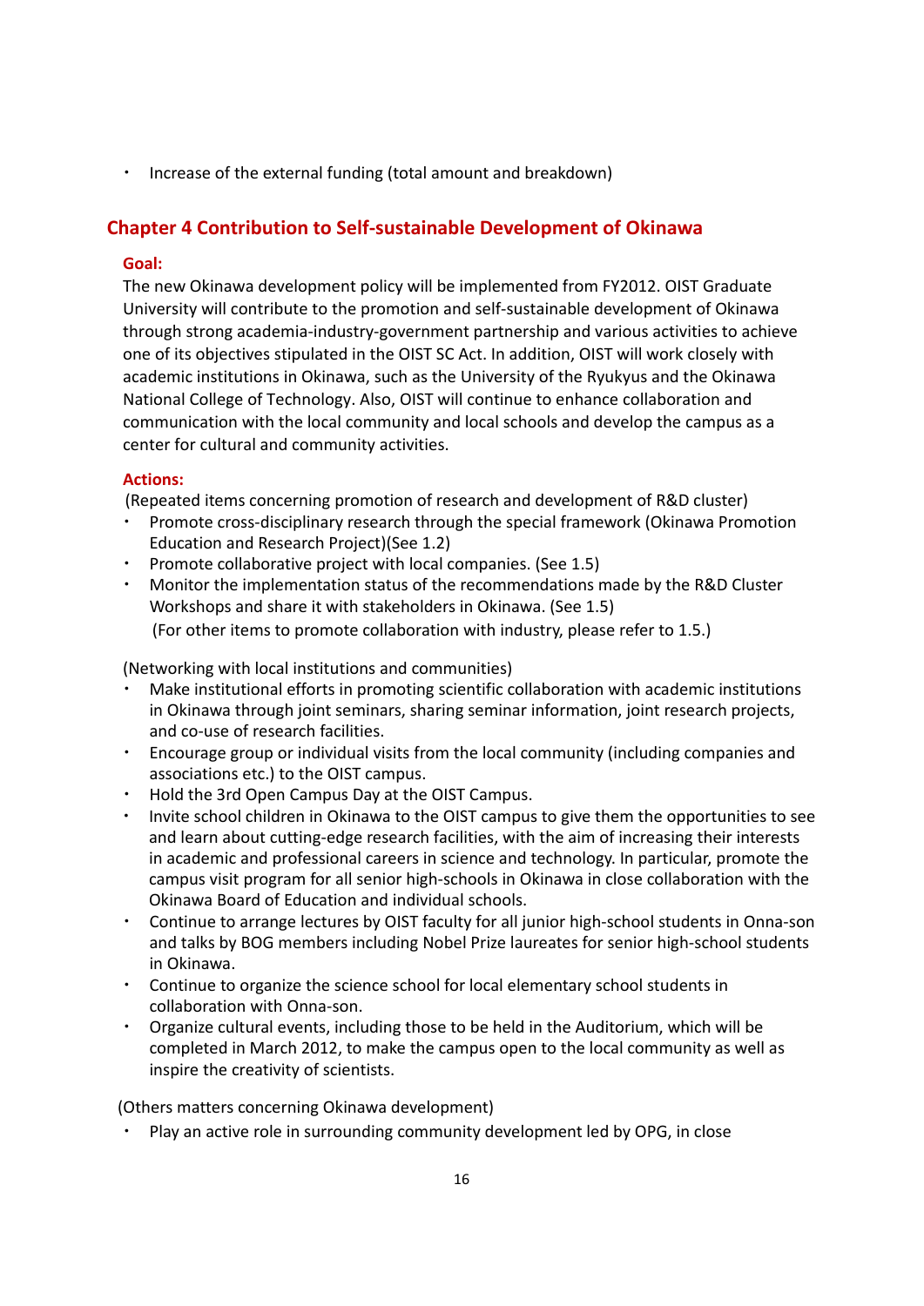- Increase of the external funding (total amount and breakdown)

## Chapter 4 Contribution to Self-sustainable Development of Okinawa

**Goal:**

The new Okinawa development policy will be implemented from FY2012. OIST Graduate University will contribute to the promotion and self-sustainable development of Okinawa through strong academia-industry-government partnership and various activities to achieve one of its objectives stipulated in the OIST SC Act. In addition, OIST will work closely with academic institutions in Okinawa, such as the University of the Ryukyus and the Okinawa National College of Technology. Also, OIST will continue to enhance collaboration and communication with the local community and local schools and develop the campus as a center for cultural and community activities.

**Actions:**

(Repeated items concerning promotion of research and development of R&D cluster)

- Promote cross-disciplinary research through the special framework (Okinawa Promotion Education and Research Project)(See 1.2)
- Promote collaborative project with local companies. (See 1.5)
- Monitor the implementation status of the recommendations made by the R&D Cluster Workshops and share it with stakeholders in Okinawa. (See 1.5)
  (For other items to promote collaboration with industry, please refer to 1.5.)

(Networking with local institutions and communities)

- Make institutional efforts in promoting scientific collaboration with academic institutions in Okinawa through joint seminars, sharing seminar information, joint research projects, and co-use of research facilities.
- Encourage group or individual visits from the local community (including companies and associations etc.) to the OIST campus.
- Hold the 3rd Open Campus Day at the OIST Campus.
- Invite school children in Okinawa to the OIST campus to give them the opportunities to see and learn about cutting-edge research facilities, with the aim of increasing their interests in academic and professional careers in science and technology. In particular, promote the campus visit program for all senior high-schools in Okinawa in close collaboration with the Okinawa Board of Education and individual schools.
- Continue to arrange lectures by OIST faculty for all junior high-school students in Onna-son and talks by BOG members including Nobel Prize laureates for senior high-school students in Okinawa.
- Continue to organize the science school for local elementary school students in collaboration with Onna-son.
- Organize cultural events, including those to be held in the Auditorium, which will be completed in March 2012, to make the campus open to the local community as well as inspire the creativity of scientists.

(Others matters concerning Okinawa development)

- Play an active role in surrounding community development led by OPG, in close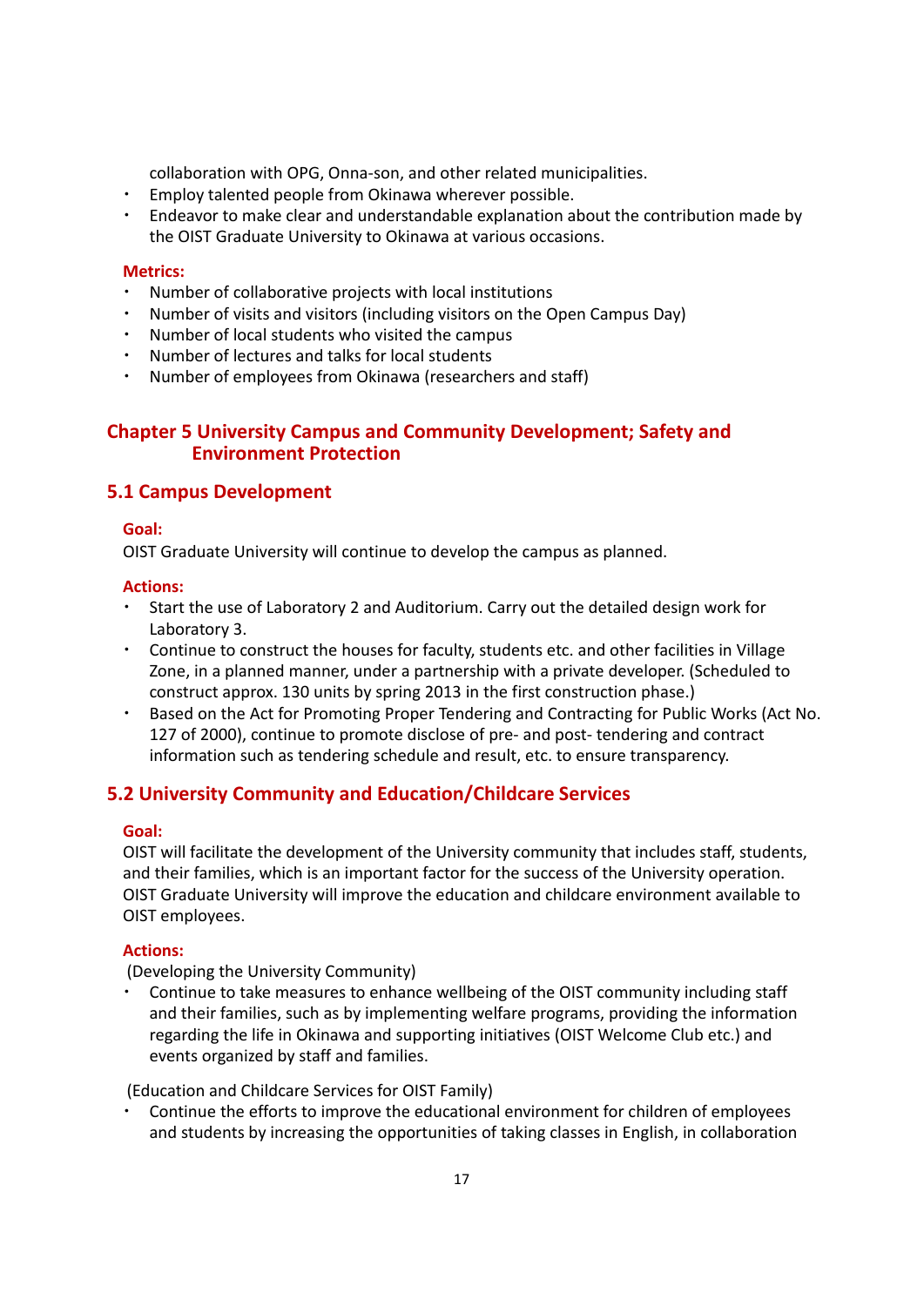collaboration with OPG, Onna-son, and other related municipalities.

- Employ talented people from Okinawa wherever possible.
- Endeavor to make clear and understandable explanation about the contribution made by the OIST Graduate University to Okinawa at various occasions.

**Metrics:**

- Number of collaborative projects with local institutions
- Number of visits and visitors (including visitors on the Open Campus Day)
- Number of local students who visited the campus
- Number of lectures and talks for local students
- Number of employees from Okinawa (researchers and staff)

# Chapter 5 University Campus and Community Development; Safety and Environment Protection

## 5.1 Campus Development

**Goal:**

OIST Graduate University will continue to develop the campus as planned.

**Actions:**

- Start the use of Laboratory 2 and Auditorium. Carry out the detailed design work for Laboratory 3.
- Continue to construct the houses for faculty, students etc. and other facilities in Village Zone, in a planned manner, under a partnership with a private developer. (Scheduled to construct approx. 130 units by spring 2013 in the first construction phase.)
- Based on the Act for Promoting Proper Tendering and Contracting for Public Works (Act No. 127 of 2000), continue to promote disclose of pre- and post- tendering and contract information such as tendering schedule and result, etc. to ensure transparency.

## 5.2 University Community and Education/Childcare Services

**Goal:**

OIST will facilitate the development of the University community that includes staff, students, and their families, which is an important factor for the success of the University operation. OIST Graduate University will improve the education and childcare environment available to OIST employees.

**Actions:**

(Developing the University Community)

- Continue to take measures to enhance wellbeing of the OIST community including staff and their families, such as by implementing welfare programs, providing the information regarding the life in Okinawa and supporting initiatives (OIST Welcome Club etc.) and events organized by staff and families.

(Education and Childcare Services for OIST Family)

- Continue the efforts to improve the educational environment for children of employees and students by increasing the opportunities of taking classes in English, in collaboration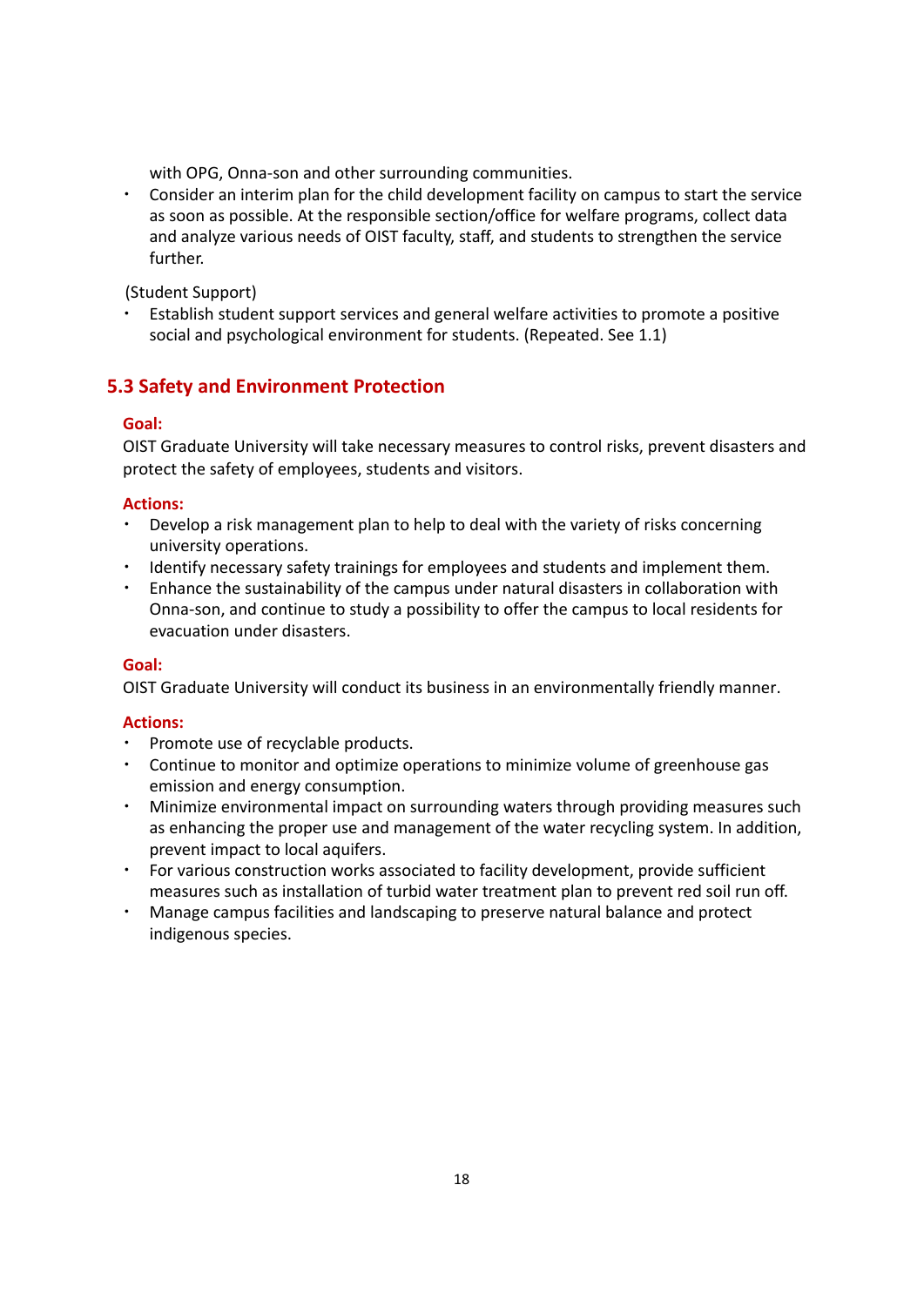with OPG, Onna-son and other surrounding communities.

- Consider an interim plan for the child development facility on campus to start the service as soon as possible. At the responsible section/office for welfare programs, collect data and analyze various needs of OIST faculty, staff, and students to strengthen the service further.

(Student Support)

- Establish student support services and general welfare activities to promote a positive social and psychological environment for students. (Repeated. See 1.1)

## 5.3 Safety and Environment Protection

**Goal:**

OIST Graduate University will take necessary measures to control risks, prevent disasters and protect the safety of employees, students and visitors.

**Actions:**

- Develop a risk management plan to help to deal with the variety of risks concerning university operations.
- Identify necessary safety trainings for employees and students and implement them.
- Enhance the sustainability of the campus under natural disasters in collaboration with Onna-son, and continue to study a possibility to offer the campus to local residents for evacuation under disasters.

**Goal:**

OIST Graduate University will conduct its business in an environmentally friendly manner.

**Actions:**

- Promote use of recyclable products.
- Continue to monitor and optimize operations to minimize volume of greenhouse gas emission and energy consumption.
- Minimize environmental impact on surrounding waters through providing measures such as enhancing the proper use and management of the water recycling system. In addition, prevent impact to local aquifers.
- For various construction works associated to facility development, provide sufficient measures such as installation of turbid water treatment plan to prevent red soil run off.
- Manage campus facilities and landscaping to preserve natural balance and protect indigenous species.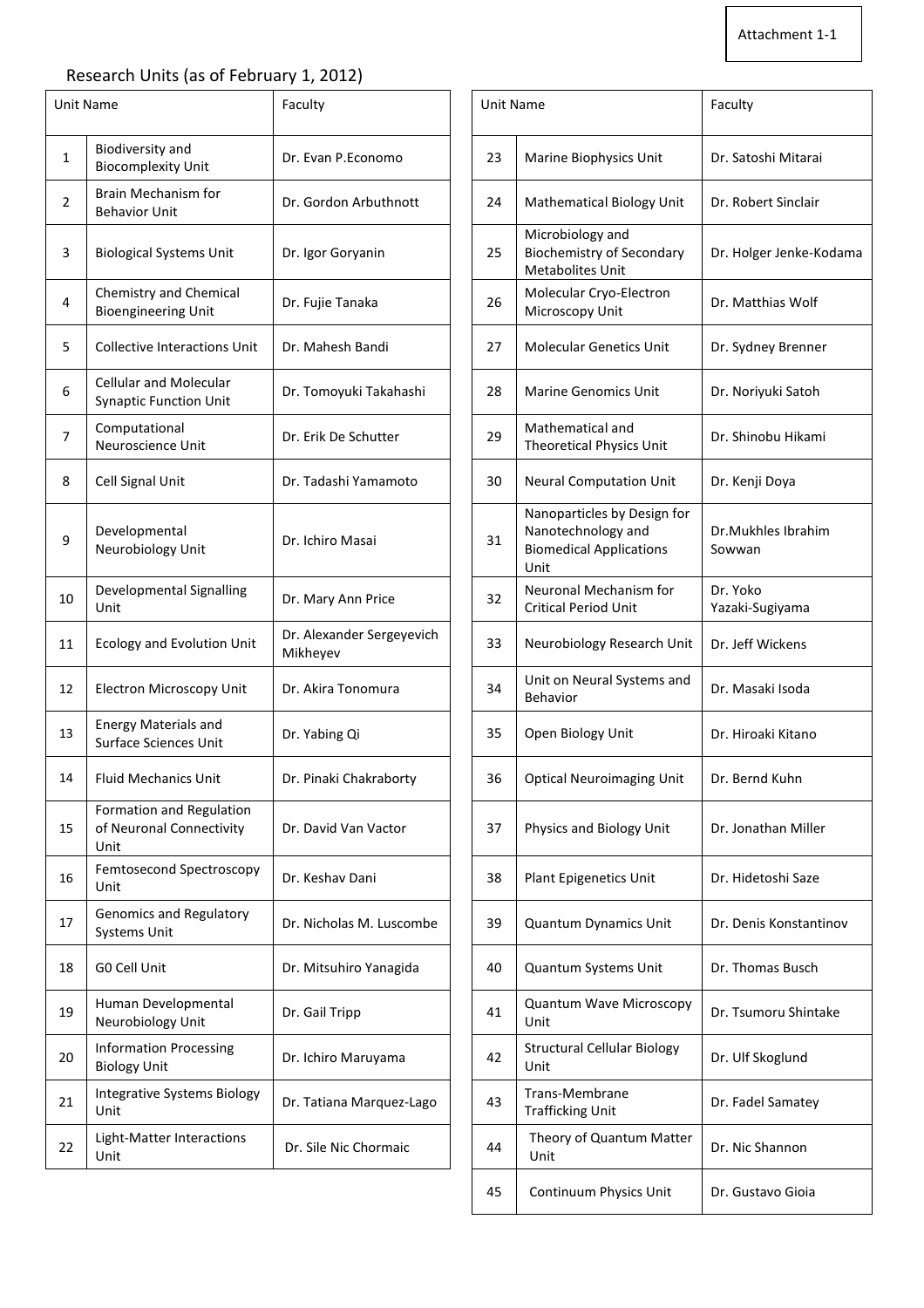Attachment 1-1

## Research Units (as of February 1, 2012)

| Unit Name | | Faculty |
|---|---|---|
| 1 | Biodiversity and Biocomplexity Unit | Dr. Evan P.Economo |
| 2 | Brain Mechanism for Behavior Unit | Dr. Gordon Arbuthnott |
| 3 | Biological Systems Unit | Dr. Igor Goryanin |
| 4 | Chemistry and Chemical Bioengineering Unit | Dr. Fujie Tanaka |
| 5 | Collective Interactions Unit | Dr. Mahesh Bandi |
| 6 | Cellular and Molecular Synaptic Function Unit | Dr. Tomoyuki Takahashi |
| 7 | Computational Neuroscience Unit | Dr. Erik De Schutter |
| 8 | Cell Signal Unit | Dr. Tadashi Yamamoto |
| 9 | Developmental Neurobiology Unit | Dr. Ichiro Masai |
| 10 | Developmental Signalling Unit | Dr. Mary Ann Price |
| 11 | Ecology and Evolution Unit | Dr. Alexander Sergeyevich Mikheyev |
| 12 | Electron Microscopy Unit | Dr. Akira Tonomura |
| 13 | Energy Materials and Surface Sciences Unit | Dr. Yabing Qi |
| 14 | Fluid Mechanics Unit | Dr. Pinaki Chakraborty |
| 15 | Formation and Regulation of Neuronal Connectivity Unit | Dr. David Van Vactor |
| 16 | Femtosecond Spectroscopy Unit | Dr. Keshav Dani |
| 17 | Genomics and Regulatory Systems Unit | Dr. Nicholas M. Luscombe |
| 18 | G0 Cell Unit | Dr. Mitsuhiro Yanagida |
| 19 | Human Developmental Neurobiology Unit | Dr. Gail Tripp |
| 20 | Information Processing Biology Unit | Dr. Ichiro Maruyama |
| 21 | Integrative Systems Biology Unit | Dr. Tatiana Marquez-Lago |
| 22 | Light-Matter Interactions Unit | Dr. Sile Nic Chormaic |

| Unit Name | | Faculty |
|---|---|---|
| 23 | Marine Biophysics Unit | Dr. Satoshi Mitarai |
| 24 | Mathematical Biology Unit | Dr. Robert Sinclair |
| 25 | Microbiology and Biochemistry of Secondary Metabolites Unit | Dr. Holger Jenke-Kodama |
| 26 | Molecular Cryo-Electron Microscopy Unit | Dr. Matthias Wolf |
| 27 | Molecular Genetics Unit | Dr. Sydney Brenner |
| 28 | Marine Genomics Unit | Dr. Noriyuki Satoh |
| 29 | Mathematical and Theoretical Physics Unit | Dr. Shinobu Hikami |
| 30 | Neural Computation Unit | Dr. Kenji Doya |
| 31 | Nanoparticles by Design for Nanotechnology and Biomedical Applications Unit | Dr.Mukhles Ibrahim Sowwan |
| 32 | Neuronal Mechanism for Critical Period Unit | Dr. Yoko Yazaki-Sugiyama |
| 33 | Neurobiology Research Unit | Dr. Jeff Wickens |
| 34 | Unit on Neural Systems and Behavior | Dr. Masaki Isoda |
| 35 | Open Biology Unit | Dr. Hiroaki Kitano |
| 36 | Optical Neuroimaging Unit | Dr. Bernd Kuhn |
| 37 | Physics and Biology Unit | Dr. Jonathan Miller |
| 38 | Plant Epigenetics Unit | Dr. Hidetoshi Saze |
| 39 | Quantum Dynamics Unit | Dr. Denis Konstantinov |
| 40 | Quantum Systems Unit | Dr. Thomas Busch |
| 41 | Quantum Wave Microscopy Unit | Dr. Tsumoru Shintake |
| 42 | Structural Cellular Biology Unit | Dr. Ulf Skoglund |
| 43 | Trans-Membrane Trafficking Unit | Dr. Fadel Samatey |
| 44 | Theory of Quantum Matter Unit | Dr. Nic Shannon |
| 45 | Continuum Physics Unit | Dr. Gustavo Gioia |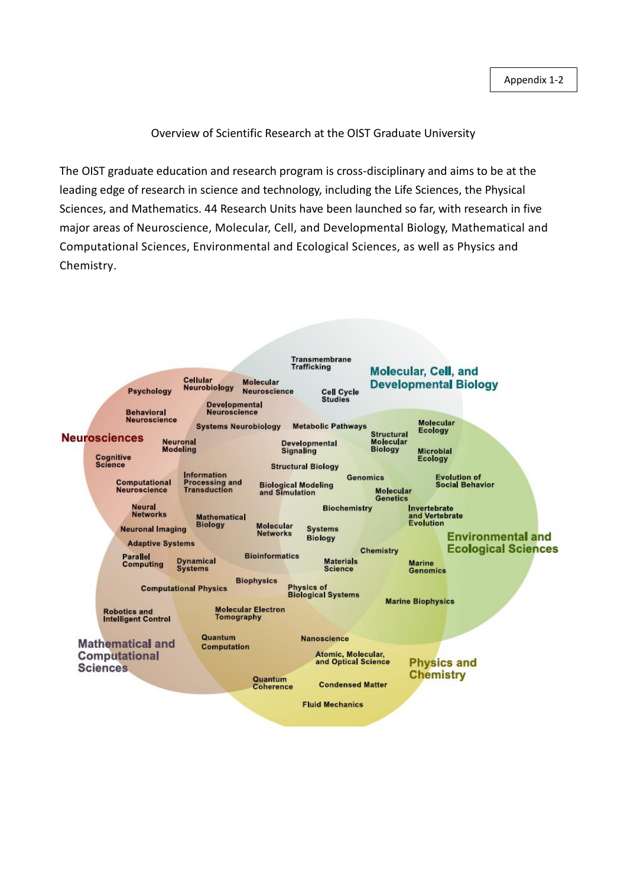Appendix 1-2

Overview of Scientific Research at the OIST Graduate University

The OIST graduate education and research program is cross-disciplinary and aims to be at the leading edge of research in science and technology, including the Life Sciences, the Physical Sciences, and Mathematics. 44 Research Units have been launched so far, with research in five major areas of Neuroscience, Molecular, Cell, and Developmental Biology, Mathematical and Computational Sciences, Environmental and Ecological Sciences, as well as Physics and Chemistry.

**Neurosciences**

Psychology, Cellular Neurobiology, Molecular Neuroscience, Behavioral Neuroscience, Developmental Neuroscience, Systems Neurobiology, Neuronal Modeling, Cognitive Science, Computational Neuroscience, Information Processing and Transduction, Neural Networks, Neuronal Imaging, Adaptive Systems

**Molecular, Cell, and Developmental Biology**

Transmembrane Trafficking, Cell Cycle Studies, Metabolic Pathways, Structural Molecular Biology, Developmental Signaling, Structural Biology, Genomics, Molecular Genetics, Biological Modeling and Simulation, Biochemistry, Mathematical Biology, Molecular Networks, Systems Biology

**Environmental and Ecological Sciences**

Molecular Ecology, Microbial Ecology, Evolution of Social Behavior, Invertebrate and Vertebrate Evolution, Marine Genomics, Marine Biophysics

**Mathematical and Computational Sciences**

Parallel Computing, Dynamical Systems, Bioinformatics, Computational Physics, Biophysics, Robotics and Intelligent Control, Molecular Electron Tomography, Quantum Computation

**Physics and Chemistry**

Chemistry, Materials Science, Physics of Biological Systems, Nanoscience, Atomic, Molecular, and Optical Science, Quantum Coherence, Condensed Matter, Fluid Mechanics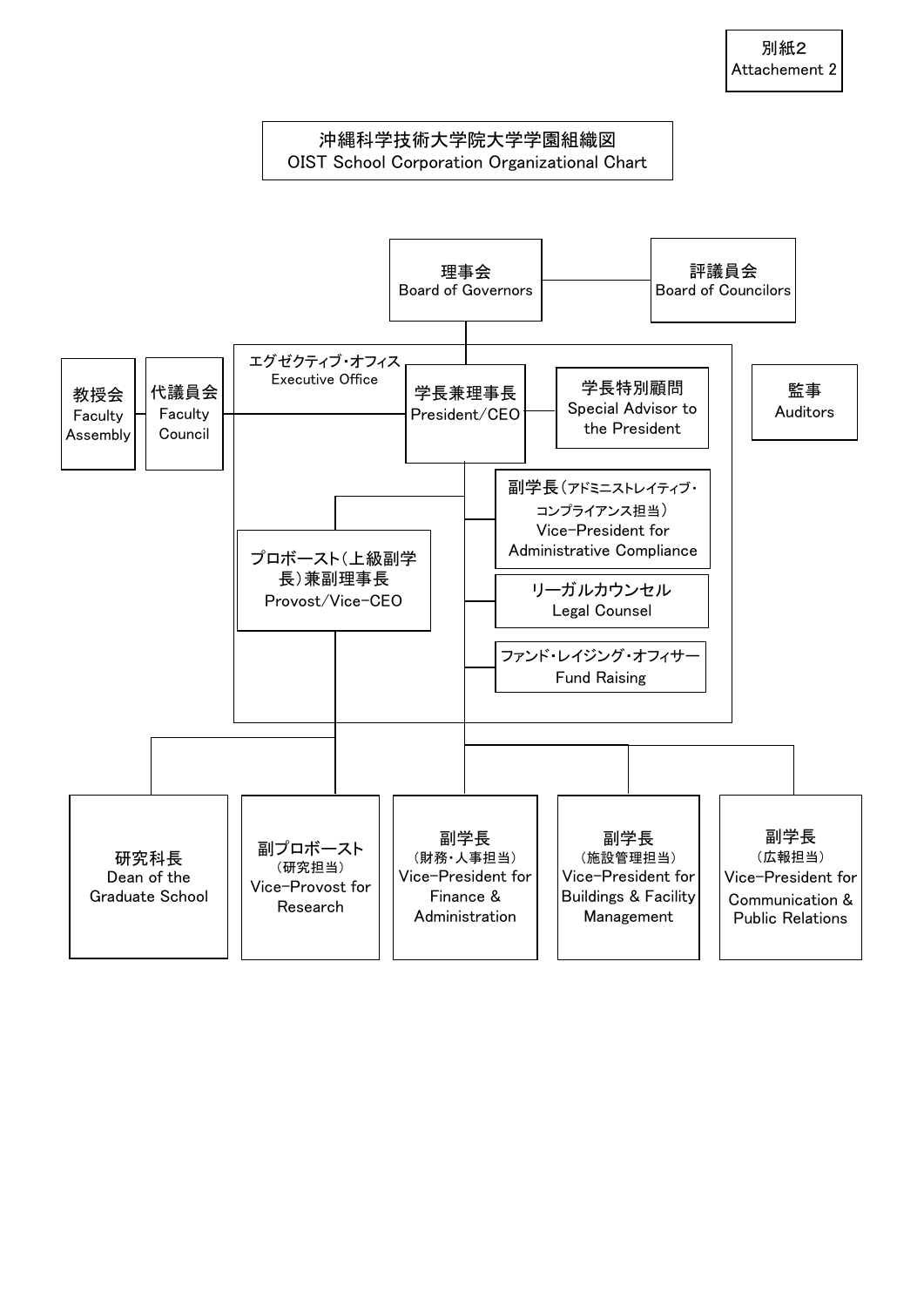別紙2
Attachement 2

# 沖縄科学技術大学院大学学園組織図
# OIST School Corporation Organizational Chart

- 理事会 Board of Governors
  - 評議員会 Board of Councilors
- エグゼクティブ・オフィス Executive Office
  - 学長兼理事長 President/CEO
    - 学長特別顧問 Special Advisor to the President
    - 副学長（アドミニストレイティブ・コンプライアンス担当） Vice-President for Administrative Compliance
    - リーガルカウンセル Legal Counsel
    - ファンド・レイジング・オフィサー Fund Raising
    - プロボースト（上級副学長）兼副理事長 Provost/Vice-CEO
      - 研究科長 Dean of the Graduate School
      - 副プロボースト（研究担当） Vice-Provost for Research
    - 副学長（財務・人事担当） Vice-President for Finance & Administration
    - 副学長（施設管理担当） Vice-President for Buildings & Facility Management
    - 副学長（広報担当） Vice-President for Communication & Public Relations
- 教授会 Faculty Assembly
- 代議員会 Faculty Council
- 監事 Auditors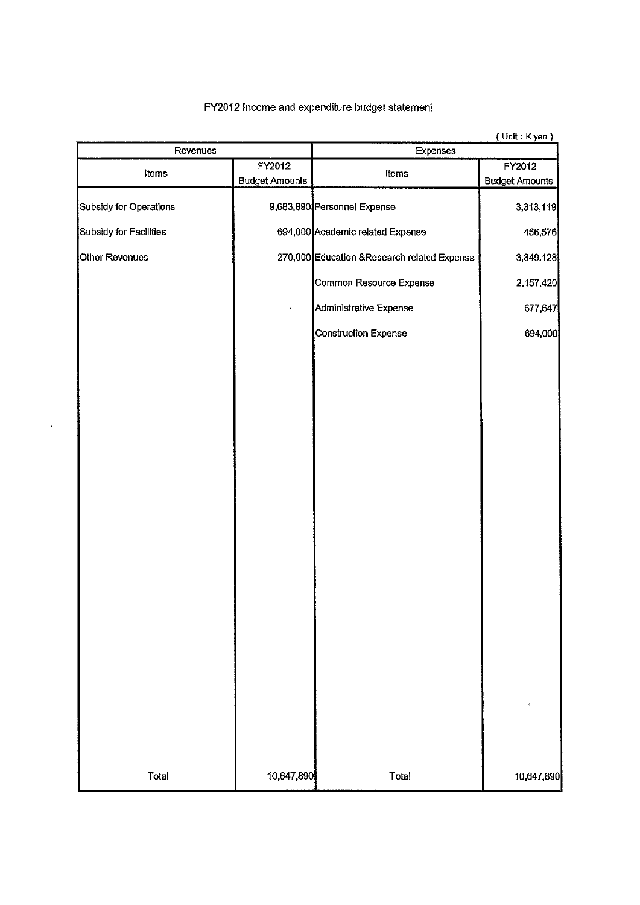# FY2012 Income and expenditure budget statement

( Unit : K yen )

| Revenues | | Expenses | |
|---|---|---|---|
| Items | FY2012 Budget Amounts | Items | FY2012 Budget Amounts |
| Subsidy for Operations | 9,683,890 | Personnel Expense | 3,313,119 |
| Subsidy for Facilities | 694,000 | Academic related Expense | 456,576 |
| Other Revenues | 270,000 | Education &Research related Expense | 3,349,128 |
| | | Common Resource Expense | 2,157,420 |
| | | Administrative Expense | 677,647 |
| | | Construction Expense | 694,000 |
| Total | 10,647,890 | Total | 10,647,890 |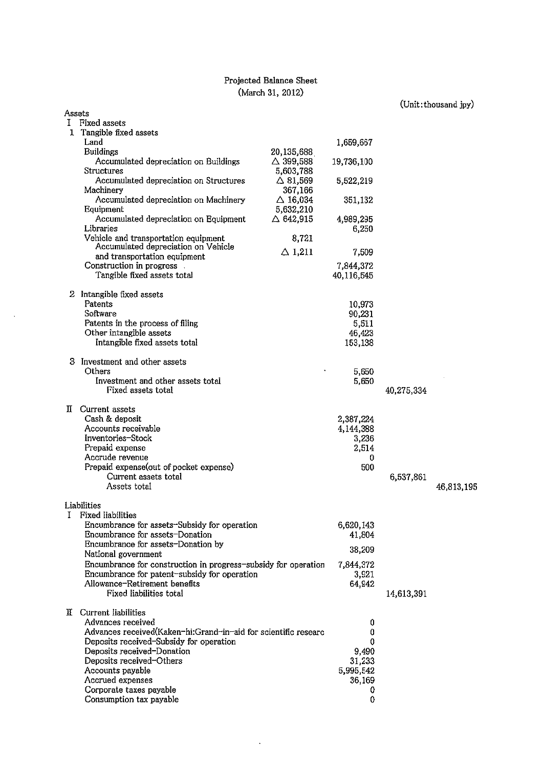# Projected Balance Sheet

(March 31, 2012)

(Unit:thousand jpy)

| Item | | | | |
|---|---|---|---|---|
| **Assets** | | | | |
| I Fixed assets | | | | |
| 1 Tangible fixed assets | | | | |
| Land | | 1,659,667 | | |
| Buildings | 20,135,688 | | | |
| Accumulated depreciation on Buildings | △ 399,588 | 19,736,100 | | |
| Structures | 5,603,788 | | | |
| Accumulated depreciation on Structures | △ 81,569 | 5,522,219 | | |
| Machinery | 367,166 | | | |
| Accumulated depreciation on Machinery | △ 16,034 | 351,132 | | |
| Equipment | 5,632,210 | | | |
| Accumulated depreciation on Equipment | △ 642,915 | 4,989,295 | | |
| Libraries | | 6,250 | | |
| Vehicle and transportation equipment | 8,721 | | | |
| Accumulated depreciation on Vehicle and transportation equipment | △ 1,211 | 7,509 | | |
| Construction in progress | | 7,844,372 | | |
| Tangible fixed assets total | | 40,116,545 | | |
| 2 Intangible fixed assets | | | | |
| Patents | | 10,973 | | |
| Software | | 90,231 | | |
| Patents in the process of filing | | 5,511 | | |
| Other intangible assets | | 46,423 | | |
| Intangible fixed assets total | | 153,138 | | |
| 3 Investment and other assets | | | | |
| Others | | 5,650 | | |
| Investment and other assets total | | 5,650 | | |
| Fixed assets total | | | 40,275,334 | |
| II Current assets | | | | |
| Cash & deposit | | 2,387,224 | | |
| Accounts receivable | | 4,144,388 | | |
| Inventories-Stock | | 3,236 | | |
| Prepaid expense | | 2,514 | | |
| Accrude revenue | | 0 | | |
| Prepaid expense(out of pocket expense) | | 500 | | |
| Current assets total | | | 6,537,861 | |
| Assets total | | | | 46,813,195 |
| **Liabilities** | | | | |
| I Fixed liabilities | | | | |
| Encumbrance for assets-Subsidy for operation | | 6,620,143 | | |
| Encumbrance for assets-Donation | | 41,804 | | |
| Encumbrance for assets-Donation by National government | | 38,209 | | |
| Encumbrance for construction in progress-subsidy for operation | | 7,844,372 | | |
| Encumbrance for patent-subsidy for operation | | 3,921 | | |
| Allowance-Retirement benefits | | 64,942 | | |
| Fixed liabilities total | | | 14,613,391 | |
| II Current liabilities | | | | |
| Advances received | | 0 | | |
| Advances received(Kaken-hi:Grand-in-aid for scientific researc | | 0 | | |
| Deposits received-Subsidy for operation | | 0 | | |
| Deposits received-Donation | | 9,490 | | |
| Deposits received-Others | | 31,233 | | |
| Accounts payable | | 5,995,542 | | |
| Accrued expenses | | 36,169 | | |
| Corporate taxes payable | | 0 | | |
| Consumption tax payable | | 0 | | |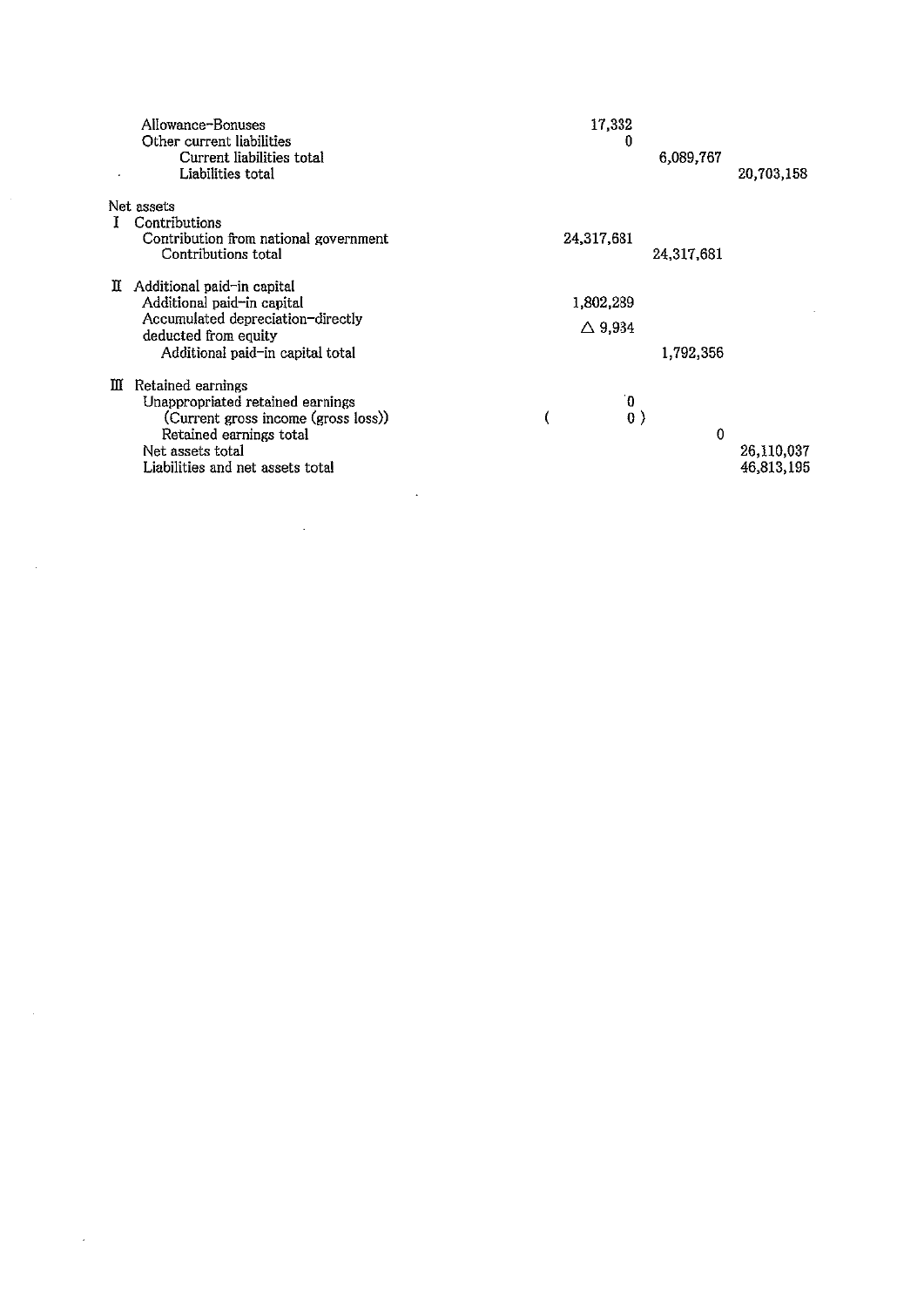| | | | |
|---|---|---|---|
| Allowance-Bonuses | 17,332 | | |
| Other current liabilities | 0 | | |
| Current liabilities total | | 6,089,767 | |
| Liabilities total | | | 20,703,158 |
| **Net assets** | | | |
| I Contributions | | | |
| Contribution from national government | 24,317,681 | | |
| Contributions total | | 24,317,681 | |
| II Additional paid-in capital | | | |
| Additional paid-in capital | 1,802,239 | | |
| Accumulated depreciation-directly deducted from equity | △ 9,934 | | |
| Additional paid-in capital total | | 1,792,356 | |
| III Retained earnings | | | |
| Unappropriated retained earnings | 0 | | |
| (Current gross income (gross loss)) | ( 0 ) | | |
| Retained earnings total | | 0 | |
| Net assets total | | | 26,110,037 |
| Liabilities and net assets total | | | 46,813,195 |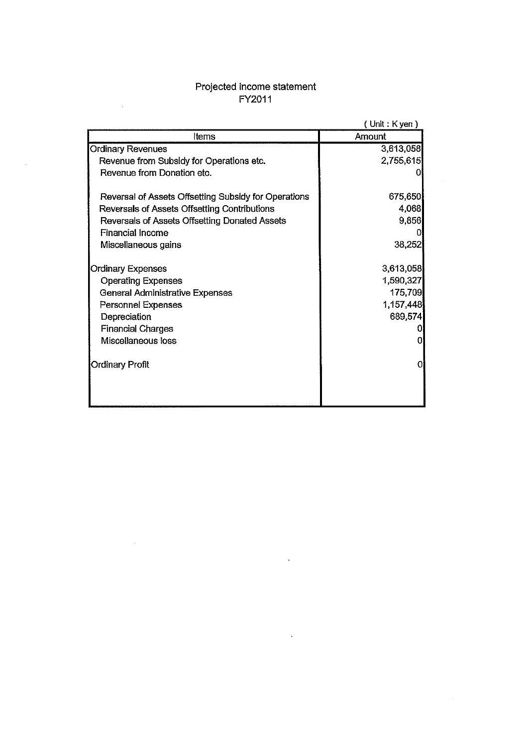# Projected income statement
## FY2011

( Unit : K yen )

| Items | Amount |
|---|---|
| Ordinary Revenues | 3,613,058 |
| Revenue from Subsidy for Operations etc. | 2,755,615 |
| Revenue from Donation etc. | 0 |
| Reversal of Assets Offsetting Subsidy for Operations | 675,650 |
| Reversals of Assets Offsetting Contributions | 4,068 |
| Reversals of Assets Offsetting Donated Assets | 9,856 |
| Financial Income | 0 |
| Miscellaneous gains | 38,252 |
| Ordinary Expenses | 3,613,058 |
| Operating Expenses | 1,590,327 |
| General Administrative Expenses | 175,709 |
| Personnel Expenses | 1,157,448 |
| Depreciation | 689,574 |
| Financial Charges | 0 |
| Miscellaneous loss | 0 |
| Ordinary Profit | 0 |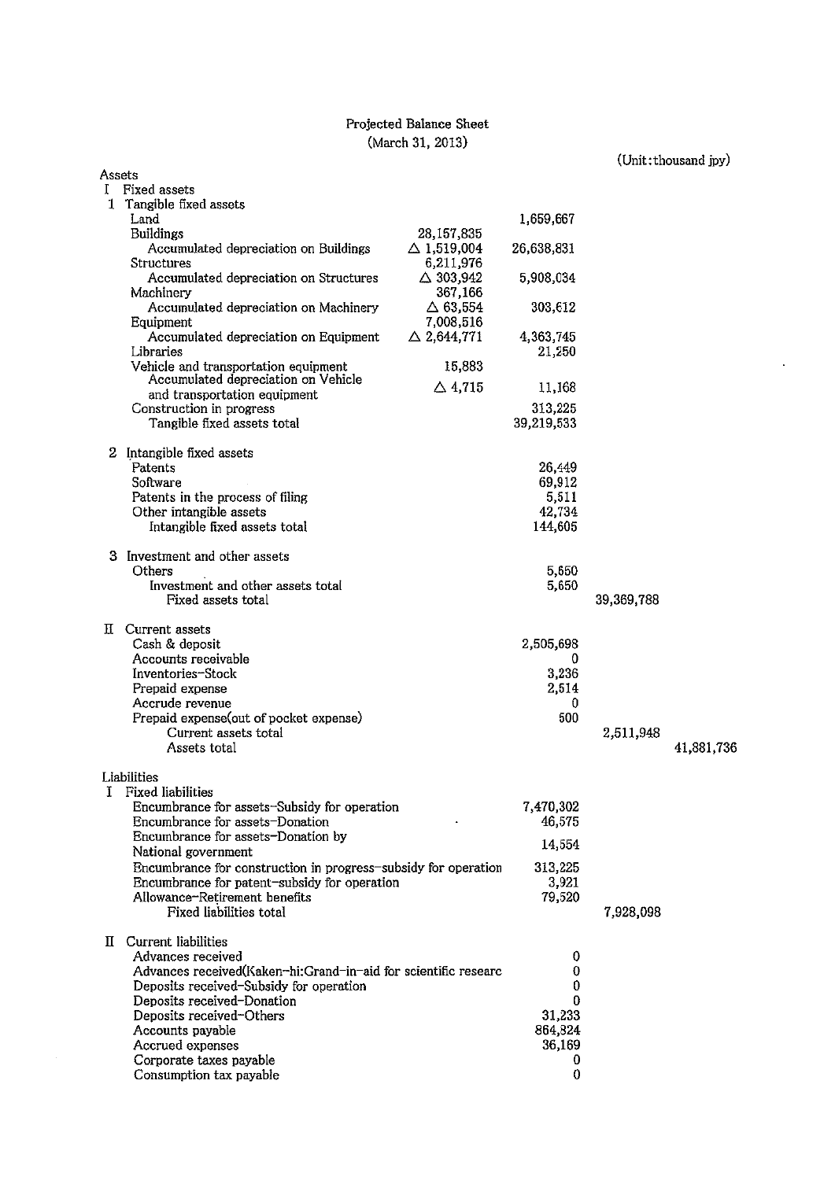# Projected Balance Sheet
(March 31, 2013)

(Unit:thousand jpy)

| | | | | |
|---|---|---|---|---|
| **Assets** | | | | |
| I Fixed assets | | | | |
| 1 Tangible fixed assets | | | | |
| Land | | 1,659,667 | | |
| Buildings | 28,157,835 | | | |
| Accumulated depreciation on Buildings | △ 1,519,004 | 26,638,831 | | |
| Structures | 6,211,976 | | | |
| Accumulated depreciation on Structures | △ 303,942 | 5,908,034 | | |
| Machinery | 367,166 | | | |
| Accumulated depreciation on Machinery | △ 63,554 | 303,612 | | |
| Equipment | 7,008,516 | | | |
| Accumulated depreciation on Equipment | △ 2,644,771 | 4,363,745 | | |
| Libraries | | 21,250 | | |
| Vehicle and transportation equipment | 15,883 | | | |
| Accumulated depreciation on Vehicle and transportation equipment | △ 4,715 | 11,168 | | |
| Construction in progress | | 313,225 | | |
| Tangible fixed assets total | | 39,219,533 | | |
| 2 Intangible fixed assets | | | | |
| Patents | | 26,449 | | |
| Software | | 69,912 | | |
| Patents in the process of filing | | 5,511 | | |
| Other intangible assets | | 42,734 | | |
| Intangible fixed assets total | | 144,605 | | |
| 3 Investment and other assets | | | | |
| Others | | 5,650 | | |
| Investment and other assets total | | 5,650 | | |
| Fixed assets total | | | 39,369,788 | |
| II Current assets | | | | |
| Cash & deposit | | 2,505,698 | | |
| Accounts receivable | | 0 | | |
| Inventories-Stock | | 3,236 | | |
| Prepaid expense | | 2,514 | | |
| Accrude revenue | | 0 | | |
| Prepaid expense(out of pocket expense) | | 500 | | |
| Current assets total | | | 2,511,948 | |
| Assets total | | | | 41,881,736 |
| **Liabilities** | | | | |
| I Fixed liabilities | | | | |
| Encumbrance for assets-Subsidy for operation | | 7,470,302 | | |
| Encumbrance for assets-Donation | | 46,575 | | |
| Encumbrance for assets-Donation by National government | | 14,554 | | |
| Encumbrance for construction in progress-subsidy for operation | | 313,225 | | |
| Encumbrance for patent-subsidy for operation | | 3,921 | | |
| Allowance-Retirement benefits | | 79,520 | | |
| Fixed liabilities total | | | 7,928,098 | |
| II Current liabilities | | | | |
| Advances received | | 0 | | |
| Advances received(Kaken-hi:Grand-in-aid for scientific researc | | 0 | | |
| Deposits received-Subsidy for operation | | 0 | | |
| Deposits received-Donation | | 0 | | |
| Deposits received-Others | | 31,233 | | |
| Accounts payable | | 864,324 | | |
| Accrued expenses | | 36,169 | | |
| Corporate taxes payable | | 0 | | |
| Consumption tax payable | | 0 | | |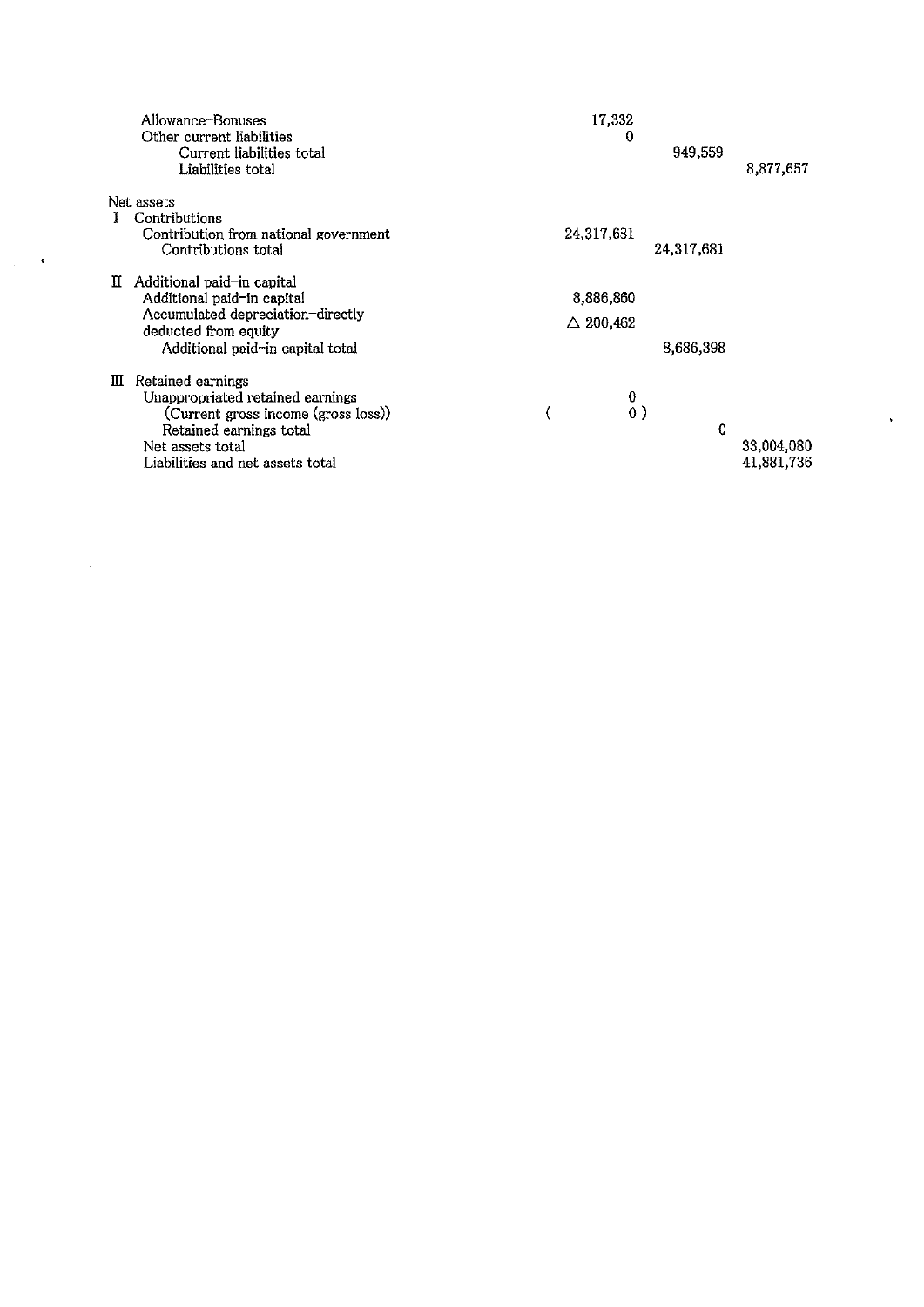| | | | |
|---|---|---|---|
| Allowance–Bonuses | 17,332 | | |
| Other current liabilities | 0 | | |
| Current liabilities total | | 949,559 | |
| Liabilities total | | | 8,877,657 |
| **Net assets** | | | |
| I Contributions | | | |
| Contribution from national government | 24,317,681 | | |
| Contributions total | | 24,317,681 | |
| II Additional paid–in capital | | | |
| Additional paid–in capital | 8,886,860 | | |
| Accumulated depreciation–directly deducted from equity | △ 200,462 | | |
| Additional paid–in capital total | | 8,686,398 | |
| III Retained earnings | | | |
| Unappropriated retained earnings | 0 | | |
| (Current gross income (gross loss)) | ( 0 ) | | |
| Retained earnings total | | 0 | |
| Net assets total | | | 33,004,080 |
| Liabilities and net assets total | | | 41,881,736 |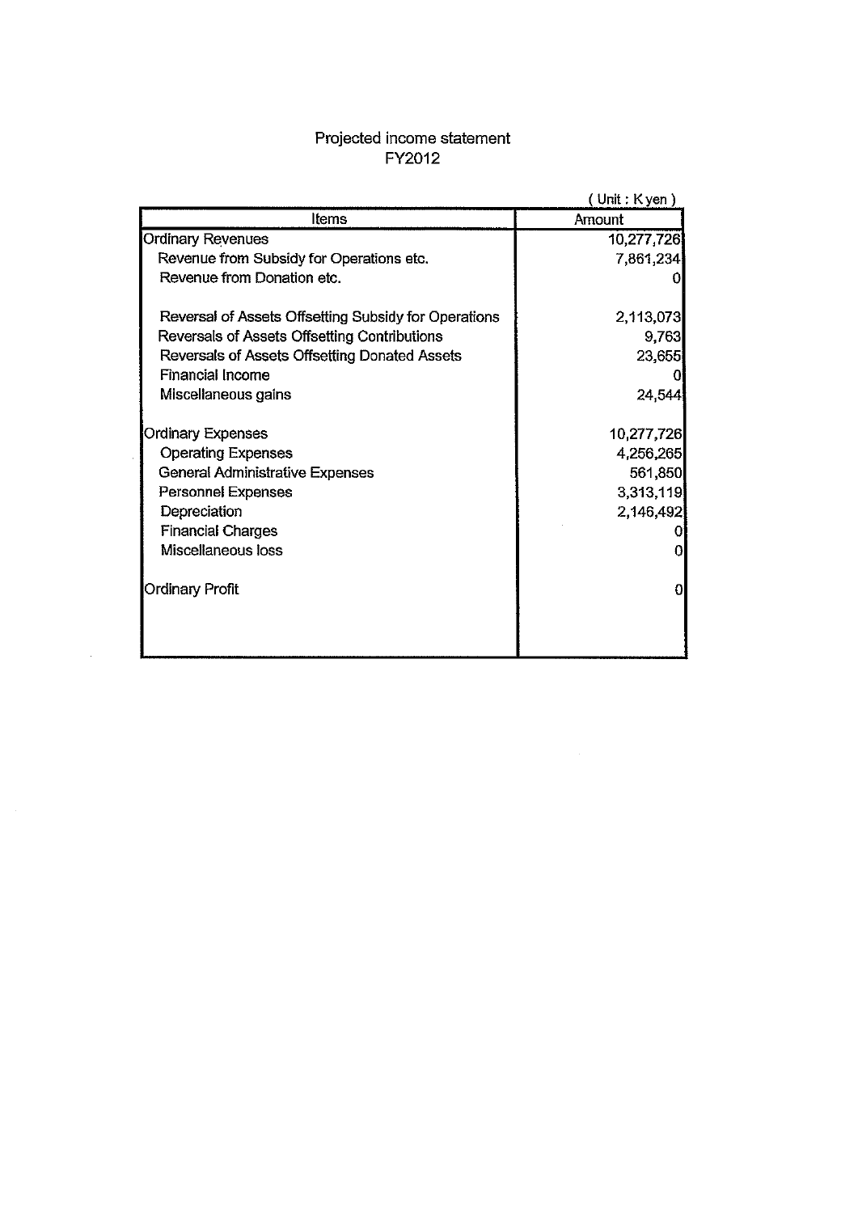Projected income statement
FY2012

( Unit : K yen )

| Items | Amount |
|---|---|
| Ordinary Revenues | 10,277,726 |
| Revenue from Subsidy for Operations etc. | 7,861,234 |
| Revenue from Donation etc. | 0 |
| Reversal of Assets Offsetting Subsidy for Operations | 2,113,073 |
| Reversals of Assets Offsetting Contributions | 9,763 |
| Reversals of Assets Offsetting Donated Assets | 23,655 |
| Financial Income | 0 |
| Miscellaneous gains | 24,544 |
| Ordinary Expenses | 10,277,726 |
| Operating Expenses | 4,256,265 |
| General Administrative Expenses | 561,850 |
| Personnel Expenses | 3,313,119 |
| Depreciation | 2,146,492 |
| Financial Charges | 0 |
| Miscellaneous loss | 0 |
| Ordinary Profit | 0 |